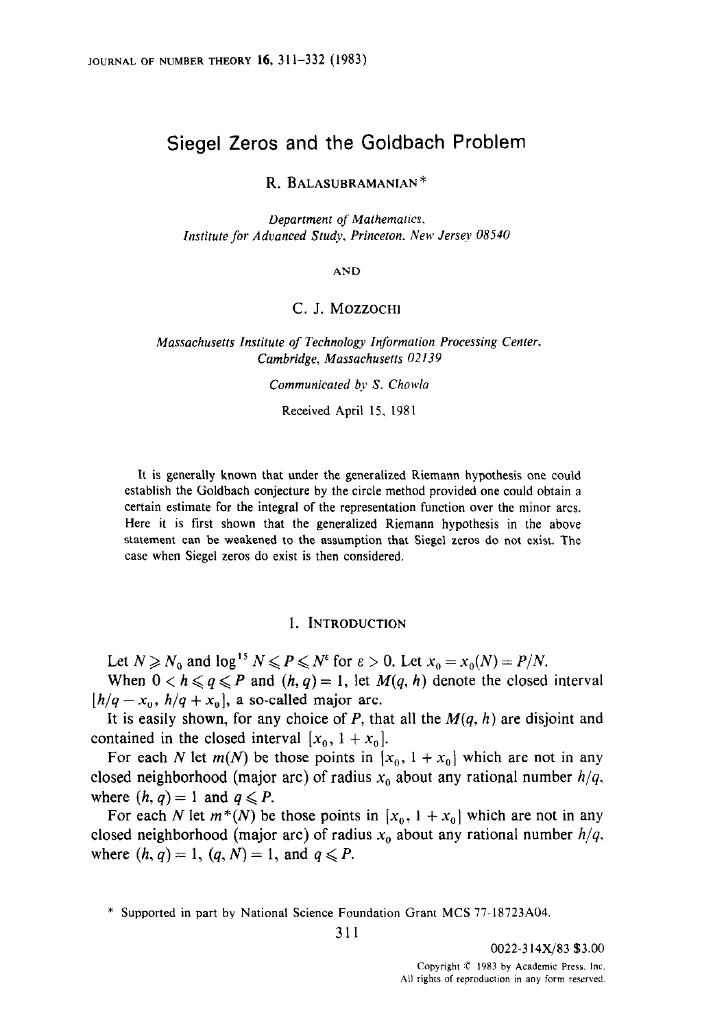# Siegel Zeros and the Goldbach Problem

R. BALASUBRAMANIAN*

*Department of Mathematics, Institute for Advanced Study, Princeton, New Jersey 08540*

AND

C. J. MOZZOCHI

*Massachusetts Institute of Technology Information Processing Center, Cambridge, Massachusetts 02139*

*Communicated by S. Chowla*

Received April 15, 1981

It is generally known that under the generalized Riemann hypothesis one could establish the Goldbach conjecture by the circle method provided one could obtain a certain estimate for the integral of the representation function over the minor arcs. Here it is first shown that the generalized Riemann hypothesis in the above statement can be weakened to the assumption that Siegel zeros do not exist. The case when Siegel zeros do exist is then considered.

## 1. INTRODUCTION

Let $N \geqslant N_0$ and $\log^{15} N \leqslant P \leqslant N^{\varepsilon}$ for $\varepsilon > 0$. Let $x_0 = x_0(N) = P/N$.

When $0 < h \leqslant q \leqslant P$ and $(h, q) = 1$, let $M(q, h)$ denote the closed interval $[h/q - x_0, h/q + x_0]$, a so-called major arc.

It is easily shown, for any choice of $P$, that all the $M(q, h)$ are disjoint and contained in the closed interval $[x_0, 1 + x_0]$.

For each $N$ let $m(N)$ be those points in $[x_0, 1 + x_0]$ which are not in any closed neighborhood (major arc) of radius $x_0$ about any rational number $h/q$, where $(h, q) = 1$ and $q \leqslant P$.

For each $N$ let $m^*(N)$ be those points in $[x_0, 1 + x_0]$ which are not in any closed neighborhood (major arc) of radius $x_0$ about any rational number $h/q$, where $(h, q) = 1$, $(q, N) = 1$, and $q \leqslant P$.

* Supported in part by National Science Foundation Grant MCS 77-18723A04.

0022-314X/83 $3.00

Copyright © 1983 by Academic Press, Inc.
All rights of reproduction in any form reserved.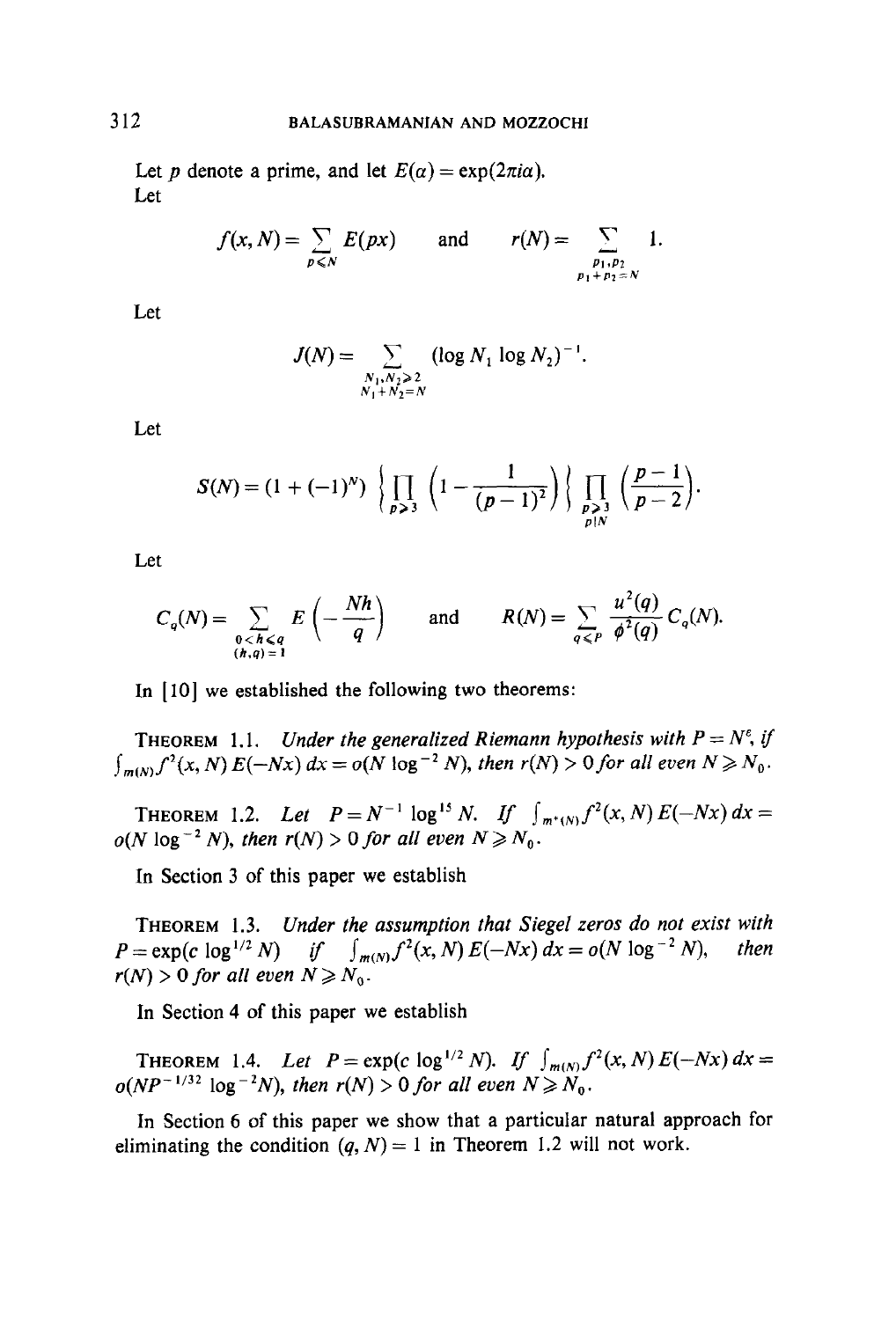Let $p$ denote a prime, and let $E(\alpha) = \exp(2\pi i \alpha)$.

Let

$$f(x, N) = \sum_{p \leqslant N} E(px) \qquad \text{and} \qquad r(N) = \sum_{\substack{p_1, p_2 \\ p_1 + p_2 = N}} 1.$$

Let

$$J(N) = \sum_{\substack{N_1, N_2 \geqslant 2 \\ N_1 + N_2 = N}} (\log N_1 \log N_2)^{-1}.$$

Let

$$S(N) = (1 + (-1)^N) \left\{ \prod_{p \geqslant 3} \left(1 - \frac{1}{(p-1)^2}\right) \right\} \prod_{\substack{p \geqslant 3 \\ p \mid N}} \left(\frac{p-1}{p-2}\right).$$

Let

$$C_q(N) = \sum_{\substack{0 < h \leqslant q \\ (h, q) = 1}} E\left(-\frac{Nh}{q}\right) \qquad \text{and} \qquad R(N) = \sum_{q \leqslant P} \frac{u^2(q)}{\phi^2(q)} C_q(N).$$

In [10] we established the following two theorems:

**Theorem 1.1.** *Under the generalized Riemann hypothesis with $P = N^{\varepsilon}$, if $\int_{m(N)} f^2(x, N) E(-Nx)\, dx = o(N \log^{-2} N)$, then $r(N) > 0$ for all even $N \geqslant N_0$.*

**Theorem 1.2.** *Let $P = N^{-1} \log^{15} N$. If $\int_{m^*(N)} f^2(x, N) E(-Nx)\, dx = o(N \log^{-2} N)$, then $r(N) > 0$ for all even $N \geqslant N_0$.*

In Section 3 of this paper we establish

**Theorem 1.3.** *Under the assumption that Siegel zeros do not exist with $P = \exp(c \log^{1/2} N)$ if $\int_{m(N)} f^2(x, N) E(-Nx)\, dx = o(N \log^{-2} N)$, then $r(N) > 0$ for all even $N \geqslant N_0$.*

In Section 4 of this paper we establish

**Theorem 1.4.** *Let $P = \exp(c \log^{1/2} N)$. If $\int_{m(N)} f^2(x, N) E(-Nx)\, dx = o(NP^{-1/32} \log^{-2} N)$, then $r(N) > 0$ for all even $N \geqslant N_0$.*

In Section 6 of this paper we show that a particular natural approach for eliminating the condition $(q, N) = 1$ in Theorem 1.2 will not work.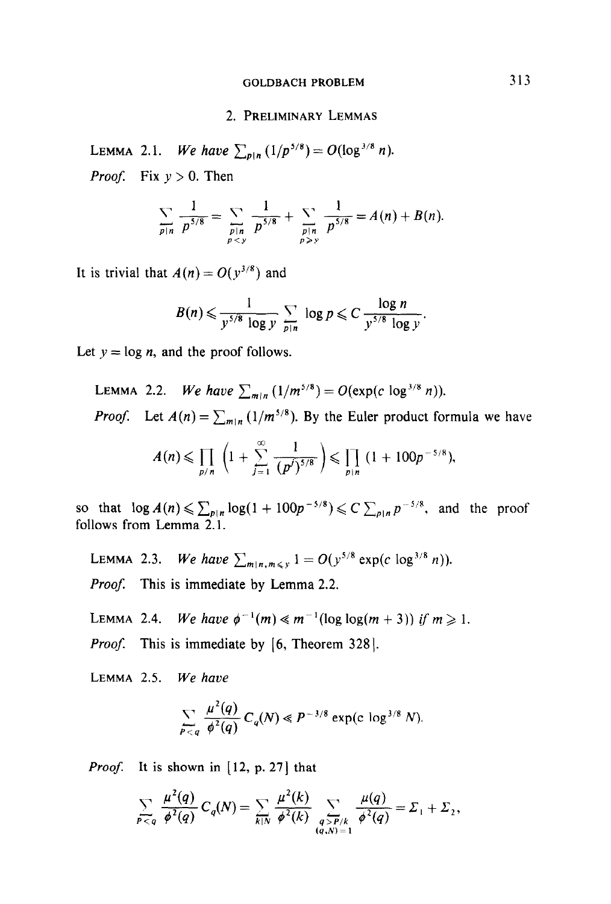## 2. Preliminary Lemmas

**Lemma 2.1.** *We have* $\sum_{p\mid n}(1/p^{5/8}) = O(\log^{3/8} n)$.

*Proof.* Fix $y > 0$. Then

$$\sum_{p\mid n}\frac{1}{p^{5/8}} = \sum_{\substack{p\mid n\\ p<y}}\frac{1}{p^{5/8}} + \sum_{\substack{p\mid n\\ p\geqslant y}}\frac{1}{p^{5/8}} = A(n) + B(n).$$

It is trivial that $A(n) = O(y^{3/8})$ and

$$B(n) \leqslant \frac{1}{y^{5/8}\log y}\sum_{p\mid n}\log p \leqslant C\frac{\log n}{y^{5/8}\log y}.$$

Let $y = \log n$, and the proof follows.

**Lemma 2.2.** *We have* $\sum_{m\mid n}(1/m^{5/8}) = O(\exp(c\log^{3/8} n))$.

*Proof.* Let $A(n) = \sum_{m\mid n}(1/m^{5/8})$. By the Euler product formula we have

$$A(n) \leqslant \prod_{p/n}\left(1 + \sum_{j=1}^{\infty}\frac{1}{(p^j)^{5/8}}\right) \leqslant \prod_{p\mid n}(1 + 100p^{-5/8}),$$

so that $\log A(n) \leqslant \sum_{p\mid n}\log(1 + 100p^{-5/8}) \leqslant C\sum_{p\mid n}p^{-5/8}$, and the proof follows from Lemma 2.1.

**Lemma 2.3.** *We have* $\sum_{m\mid n, m\leqslant y} 1 = O(y^{5/8}\exp(c\log^{3/8} n))$.

*Proof.* This is immediate by Lemma 2.2.

**Lemma 2.4.** *We have* $\phi^{-1}(m) \ll m^{-1}(\log\log(m+3))$ *if* $m \geqslant 1$.

*Proof.* This is immediate by [6, Theorem 328].

**Lemma 2.5.** *We have*

$$\sum_{P<q}\frac{\mu^2(q)}{\phi^2(q)}C_q(N) \ll P^{-3/8}\exp(c\log^{3/8} N).$$

*Proof.* It is shown in [12, p. 27] that

$$\sum_{P<q}\frac{\mu^2(q)}{\phi^2(q)}C_q(N) = \sum_{k\mid N}\frac{\mu^2(k)}{\phi^2(k)}\sum_{\substack{q>P/k\\ (q,N)=1}}\frac{\mu(q)}{\phi^2(q)} = \Sigma_1 + \Sigma_2,$$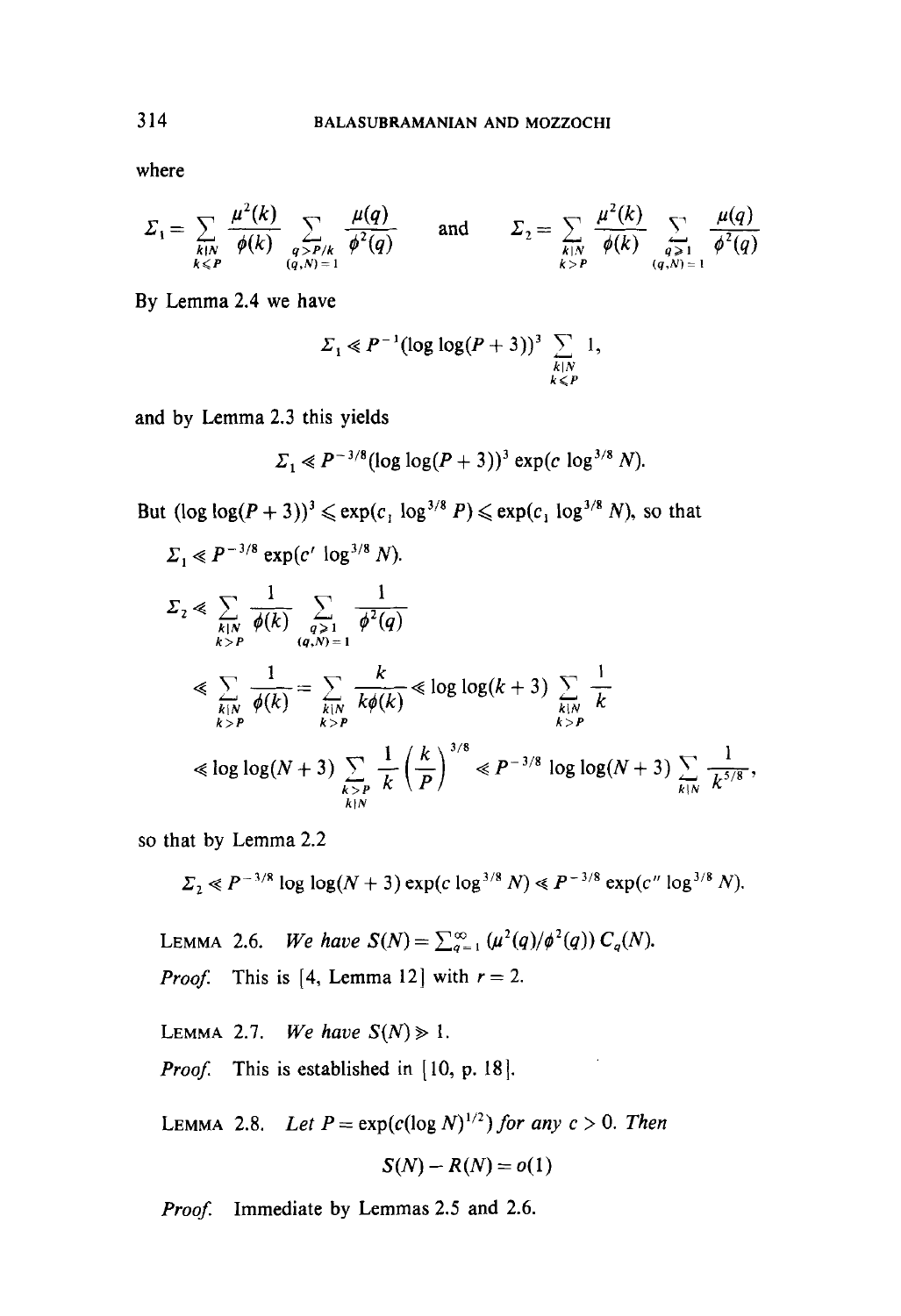where

$$\Sigma_1 = \sum_{\substack{k \mid N \\ k \leqslant P}} \frac{\mu^2(k)}{\phi(k)} \sum_{\substack{q > P/k \\ (q,N)=1}} \frac{\mu(q)}{\phi^2(q)} \quad \text{and} \quad \Sigma_2 = \sum_{\substack{k \mid N \\ k > P}} \frac{\mu^2(k)}{\phi(k)} \sum_{\substack{q \geqslant 1 \\ (q,N)=1}} \frac{\mu(q)}{\phi^2(q)}$$

By Lemma 2.4 we have

$$\Sigma_1 \ll P^{-1}(\log\log(P+3))^3 \sum_{\substack{k \mid N \\ k \leqslant P}} 1,$$

and by Lemma 2.3 this yields

$$\Sigma_1 \ll P^{-3/8}(\log\log(P+3))^3 \exp(c \log^{3/8} N).$$

But $(\log\log(P+3))^3 \leqslant \exp(c_1 \log^{3/8} P) \leqslant \exp(c_1 \log^{3/8} N)$, so that

$$\Sigma_1 \ll P^{-3/8} \exp(c' \log^{3/8} N).$$

$$\begin{aligned}
\Sigma_2 &\ll \sum_{\substack{k \mid N \\ k > P}} \frac{1}{\phi(k)} \sum_{\substack{q \geqslant 1 \\ (q,N)=1}} \frac{1}{\phi^2(q)} \\
&\ll \sum_{\substack{k \mid N \\ k > P}} \frac{1}{\phi(k)} = \sum_{\substack{k \mid N \\ k > P}} \frac{k}{k\phi(k)} \ll \log\log(k+3) \sum_{\substack{k \mid N \\ k > P}} \frac{1}{k} \\
&\ll \log\log(N+3) \sum_{\substack{k > P \\ k \mid N}} \frac{1}{k}\left(\frac{k}{P}\right)^{3/8} \ll P^{-3/8} \log\log(N+3) \sum_{k \mid N} \frac{1}{k^{5/8}},
\end{aligned}$$

so that by Lemma 2.2

$$\Sigma_2 \ll P^{-3/8} \log\log(N+3) \exp(c \log^{3/8} N) \ll P^{-3/8} \exp(c'' \log^{3/8} N).$$

LEMMA 2.6. *We have* $S(N) = \sum_{q=1}^{\infty} (\mu^2(q)/\phi^2(q))\, C_q(N)$.

*Proof.* This is [4, Lemma 12] with $r = 2$.

LEMMA 2.7. *We have* $S(N) \gg 1$.

*Proof.* This is established in [10, p. 18].

LEMMA 2.8. *Let* $P = \exp(c(\log N)^{1/2})$ *for any* $c > 0$. *Then*

$$S(N) - R(N) = o(1)$$

*Proof.* Immediate by Lemmas 2.5 and 2.6.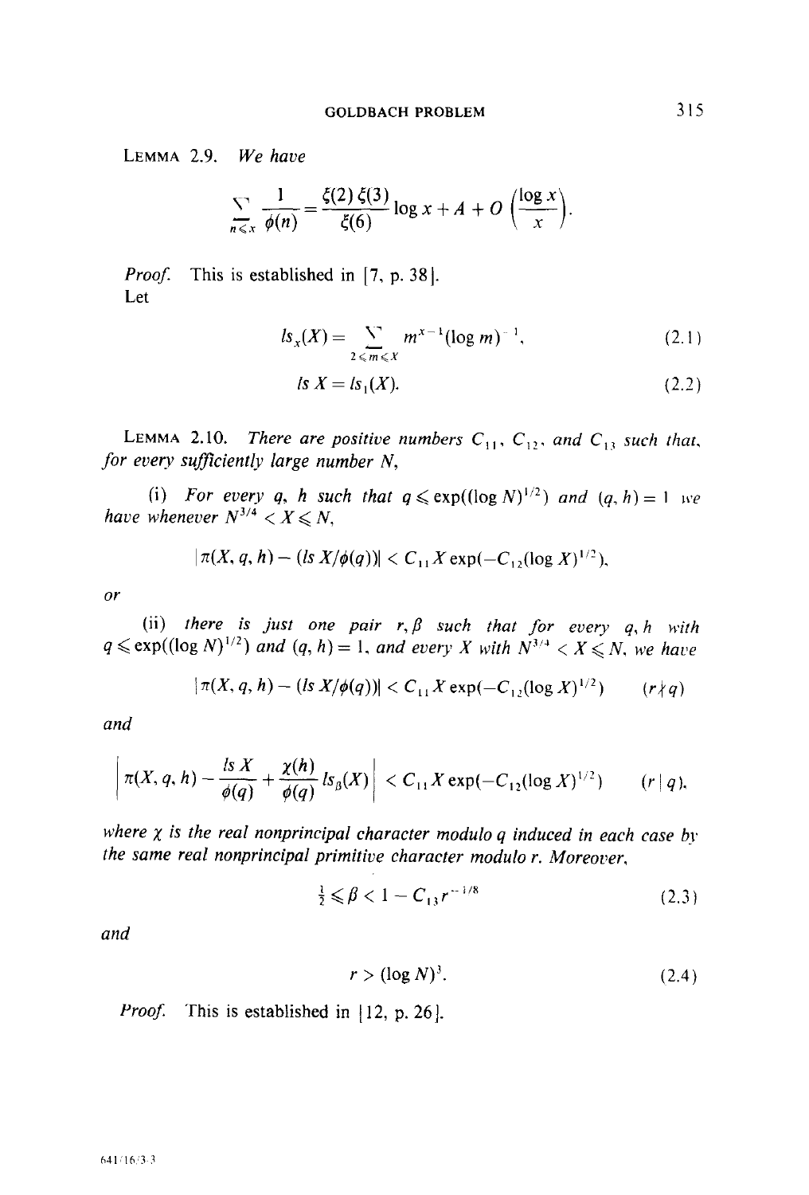LEMMA 2.9. *We have*

$$\sum_{n \leqslant x} \frac{1}{\phi(n)} = \frac{\zeta(2)\zeta(3)}{\zeta(6)} \log x + A + O\left(\frac{\log x}{x}\right).$$

*Proof.* This is established in [7, p. 38].

Let

$$ls_x(X) = \sum_{2 \leqslant m \leqslant X} m^{x-1} (\log m)^{-1}, \tag{2.1}$$

$$ls\, X = ls_1(X). \tag{2.2}$$

LEMMA 2.10. *There are positive numbers $C_{11}$, $C_{12}$, and $C_{13}$ such that, for every sufficiently large number $N$,*

(i) *For every $q$, $h$ such that $q \leqslant \exp((\log N)^{1/2})$ and $(q, h) = 1$ we have whenever $N^{3/4} < X \leqslant N$,*

$$|\pi(X, q, h) - (ls\, X/\phi(q))| < C_{11} X \exp(-C_{12}(\log X)^{1/2}),$$

*or*

(ii) *there is just one pair $r, \beta$ such that for every $q, h$ with $q \leqslant \exp((\log N)^{1/2})$ and $(q, h) = 1$, and every $X$ with $N^{3/4} < X \leqslant N$, we have*

$$|\pi(X, q, h) - (ls\, X/\phi(q))| < C_{11} X \exp(-C_{12}(\log X)^{1/2}) \qquad (r \nmid q)$$

*and*

$$\left| \pi(X, q, h) - \frac{ls\, X}{\phi(q)} + \frac{\chi(h)}{\phi(q)} ls_\beta(X) \right| < C_{11} X \exp(-C_{12}(\log X)^{1/2}) \qquad (r \mid q),$$

*where $\chi$ is the real nonprincipal character modulo $q$ induced in each case by the same real nonprincipal primitive character modulo $r$. Moreover,*

$$\tfrac{1}{2} \leqslant \beta < 1 - C_{13} r^{-1/8} \tag{2.3}$$

*and*

$$r > (\log N)^3. \tag{2.4}$$

*Proof.* This is established in [12, p. 26].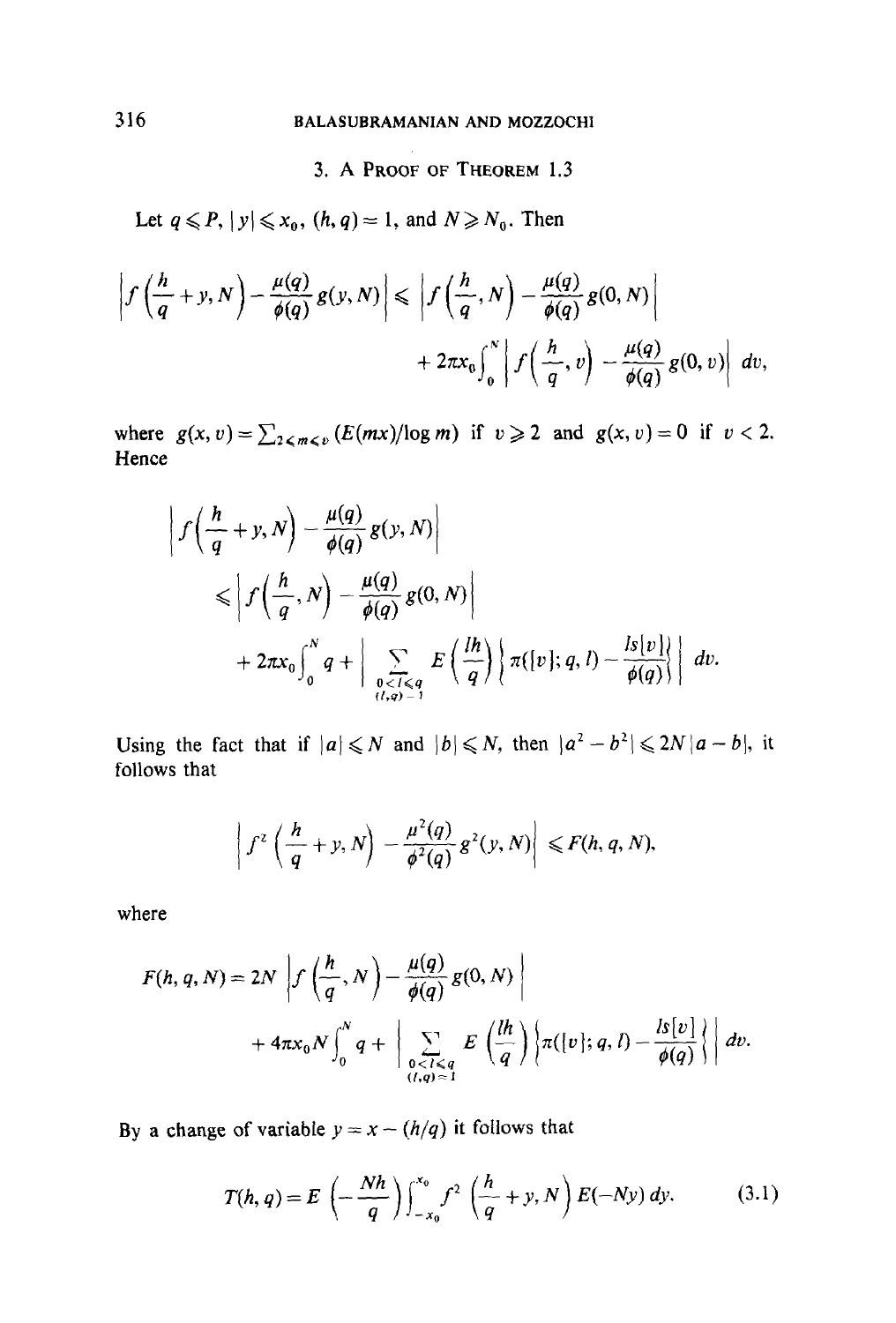## 3. A Proof of Theorem 1.3

Let $q \leqslant P$, $|y| \leqslant x_0$, $(h, q) = 1$, and $N \geqslant N_0$. Then

$$\left| f\left(\frac{h}{q} + y, N\right) - \frac{\mu(q)}{\phi(q)} g(y, N) \right| \leqslant \left| f\left(\frac{h}{q}, N\right) - \frac{\mu(q)}{\phi(q)} g(0, N) \right| + 2\pi x_0 \int_0^N \left| f\left(\frac{h}{q}, v\right) - \frac{\mu(q)}{\phi(q)} g(0, v) \right| dv,$$

where $g(x, v) = \sum_{2 \leqslant m \leqslant v} (E(mx)/\log m)$ if $v \geqslant 2$ and $g(x, v) = 0$ if $v < 2$. Hence

$$\begin{aligned} &\left| f\left(\frac{h}{q} + y, N\right) - \frac{\mu(q)}{\phi(q)} g(y, N) \right| \\ &\leqslant \left| f\left(\frac{h}{q}, N\right) - \frac{\mu(q)}{\phi(q)} g(0, N) \right| \\ &\quad + 2\pi x_0 \int_0^N q + \left| \sum_{\substack{0 < l \leqslant q \\ (l, q) = 1}} E\left(\frac{lh}{q}\right) \left\{ \pi([v]; q, l) - \frac{ls[v]}{\phi(q)} \right\} \right| dv. \end{aligned}$$

Using the fact that if $|a| \leqslant N$ and $|b| \leqslant N$, then $|a^2 - b^2| \leqslant 2N|a - b|$, it follows that

$$\left| f^2\left(\frac{h}{q} + y, N\right) - \frac{\mu^2(q)}{\phi^2(q)} g^2(y, N) \right| \leqslant F(h, q, N),$$

where

$$\begin{aligned} F(h, q, N) = 2N &\left| f\left(\frac{h}{q}, N\right) - \frac{\mu(q)}{\phi(q)} g(0, N) \right| \\ &+ 4\pi x_0 N \int_0^N q + \left| \sum_{\substack{0 < l \leqslant q \\ (l, q) = 1}} E\left(\frac{lh}{q}\right) \left\{ \pi([v]; q, l) - \frac{ls[v]}{\phi(q)} \right\} \right| dv. \end{aligned}$$

By a change of variable $y = x - (h/q)$ it follows that

$$T(h, q) = E\left(-\frac{Nh}{q}\right) \int_{-x_0}^{x_0} f^2\left(\frac{h}{q} + y, N\right) E(-Ny)\, dy. \tag{3.1}$$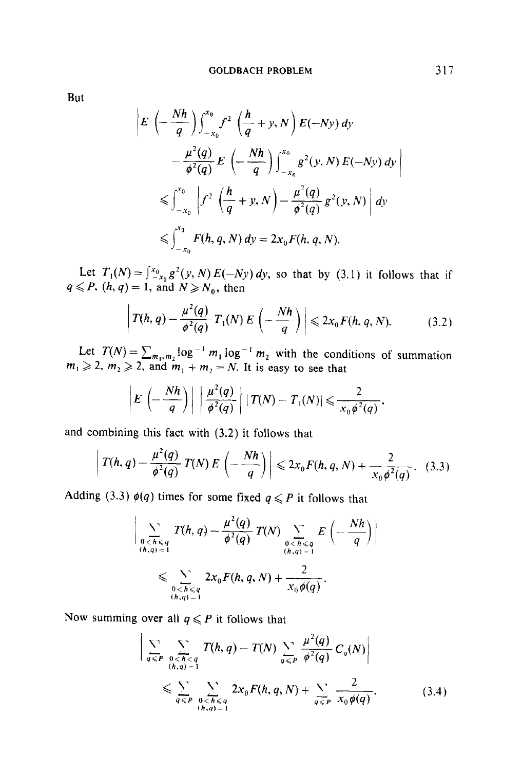But

$$\left| E\left(-\frac{Nh}{q}\right) \int_{-x_0}^{x_0} f^2\left(\frac{h}{q}+y, N\right) E(-Ny)\, dy \right.$$
$$\left. - \frac{\mu^2(q)}{\phi^2(q)} E\left(-\frac{Nh}{q}\right) \int_{-x_0}^{x_0} g^2(y, N)\, E(-Ny)\, dy \right|$$
$$\leqslant \int_{-x_0}^{x_0} \left| f^2\left(\frac{h}{q}+y, N\right) - \frac{\mu^2(q)}{\phi^2(q)} g^2(y, N) \right| dy$$
$$\leqslant \int_{-x_0}^{x_0} F(h, q, N)\, dy = 2x_0 F(h, q, N).$$

Let $T_1(N) = \int_{-x_0}^{x_0} g^2(y, N)\, E(-Ny)\, dy$, so that by (3.1) it follows that if $q \leqslant P$, $(h, q) = 1$, and $N \geqslant N_0$, then

$$\left| T(h, q) - \frac{\mu^2(q)}{\phi^2(q)} T_1(N)\, E\left(-\frac{Nh}{q}\right) \right| \leqslant 2x_0 F(h, q, N). \tag{3.2}$$

Let $T(N) = \sum_{m_1, m_2} \log^{-1} m_1 \log^{-1} m_2$ with the conditions of summation $m_1 \geqslant 2$, $m_2 \geqslant 2$, and $m_1 + m_2 = N$. It is easy to see that

$$\left| E\left(-\frac{Nh}{q}\right) \right| \left| \frac{\mu^2(q)}{\phi^2(q)} \right| |T(N) - T_1(N)| \leqslant \frac{2}{x_0 \phi^2(q)},$$

and combining this fact with (3.2) it follows that

$$\left| T(h, q) - \frac{\mu^2(q)}{\phi^2(q)} T(N)\, E\left(-\frac{Nh}{q}\right) \right| \leqslant 2x_0 F(h, q, N) + \frac{2}{x_0 \phi^2(q)}. \tag{3.3}$$

Adding (3.3) $\phi(q)$ times for some fixed $q \leqslant P$ it follows that

$$\left| \sum_{\substack{0 < h \leqslant q \\ (h, q) = 1}} T(h, q) - \frac{\mu^2(q)}{\phi^2(q)} T(N) \sum_{\substack{0 < h \leqslant q \\ (h, q) = 1}} E\left(-\frac{Nh}{q}\right) \right|$$
$$\leqslant \sum_{\substack{0 < h \leqslant q \\ (h, q) = 1}} 2x_0 F(h, q, N) + \frac{2}{x_0 \phi(q)}.$$

Now summing over all $q \leqslant P$ it follows that

$$\left| \sum_{q \leqslant P} \sum_{\substack{0 < h < q \\ (h, q) = 1}} T(h, q) - T(N) \sum_{q \leqslant P} \frac{\mu^2(q)}{\phi^2(q)} C_q(N) \right|$$
$$\leqslant \sum_{q \leqslant P} \sum_{\substack{0 < h \leqslant q \\ (h, q) = 1}} 2x_0 F(h, q, N) + \sum_{q \leqslant P} \frac{2}{x_0 \phi(q)}. \tag{3.4}$$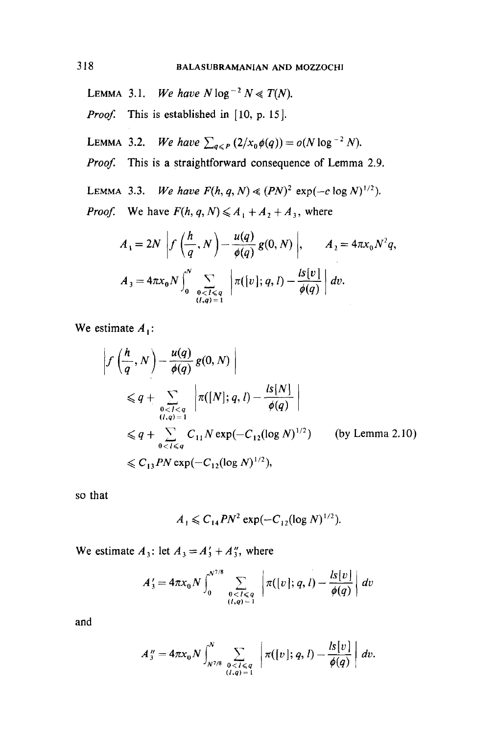**Lemma 3.1.** *We have $N \log^{-2} N \ll T(N)$.*

*Proof.* This is established in [10, p. 15].

**Lemma 3.2.** *We have $\sum_{q \leqslant P} (2/x_0 \phi(q)) = o(N \log^{-2} N)$.*

*Proof.* This is a straightforward consequence of Lemma 2.9.

**Lemma 3.3.** *We have $F(h, q, N) \ll (PN)^2 \exp(-c \log N)^{1/2})$.*

*Proof.* We have $F(h, q, N) \leqslant A_1 + A_2 + A_3$, where

$$A_1 = 2N \left| f\left(\frac{h}{q}, N\right) - \frac{u(q)}{\phi(q)} g(0, N) \right|, \qquad A_2 = 4\pi x_0 N^2 q,$$

$$A_3 = 4\pi x_0 N \int_0^N \sum_{\substack{0 < l \leqslant q \\ (l, q) = 1}} \left| \pi([v]; q, l) - \frac{ls[v]}{\phi(q)} \right| dv.$$

We estimate $A_1$:

$$\begin{aligned}
&\left| f\left(\frac{h}{q}, N\right) - \frac{u(q)}{\phi(q)} g(0, N) \right| \\
&\quad \leqslant q + \sum_{\substack{0 < l < q \\ (l, q) = 1}} \left| \pi([N]; q, l) - \frac{ls[N]}{\phi(q)} \right| \\
&\quad \leqslant q + \sum_{0 < l \leqslant q} C_{11} N \exp(-C_{12} (\log N)^{1/2}) \qquad \text{(by Lemma 2.10)} \\
&\quad \leqslant C_{13} PN \exp(-C_{12} (\log N)^{1/2}),
\end{aligned}$$

so that

$$A_1 \leqslant C_{14} PN^2 \exp(-C_{12} (\log N)^{1/2}).$$

We estimate $A_3$: let $A_3 = A_3' + A_3''$, where

$$A_3' = 4\pi x_0 N \int_0^{N^{7/8}} \sum_{\substack{0 < l \leqslant q \\ (l, q) = 1}} \left| \pi([v]; q, l) - \frac{ls[v]}{\phi(q)} \right| dv$$

and

$$A_3'' = 4\pi x_0 N \int_{N^{7/8}}^N \sum_{\substack{0 < l \leqslant q \\ (l, q) = 1}} \left| \pi([v]; q, l) - \frac{ls[v]}{\phi(q)} \right| dv.$$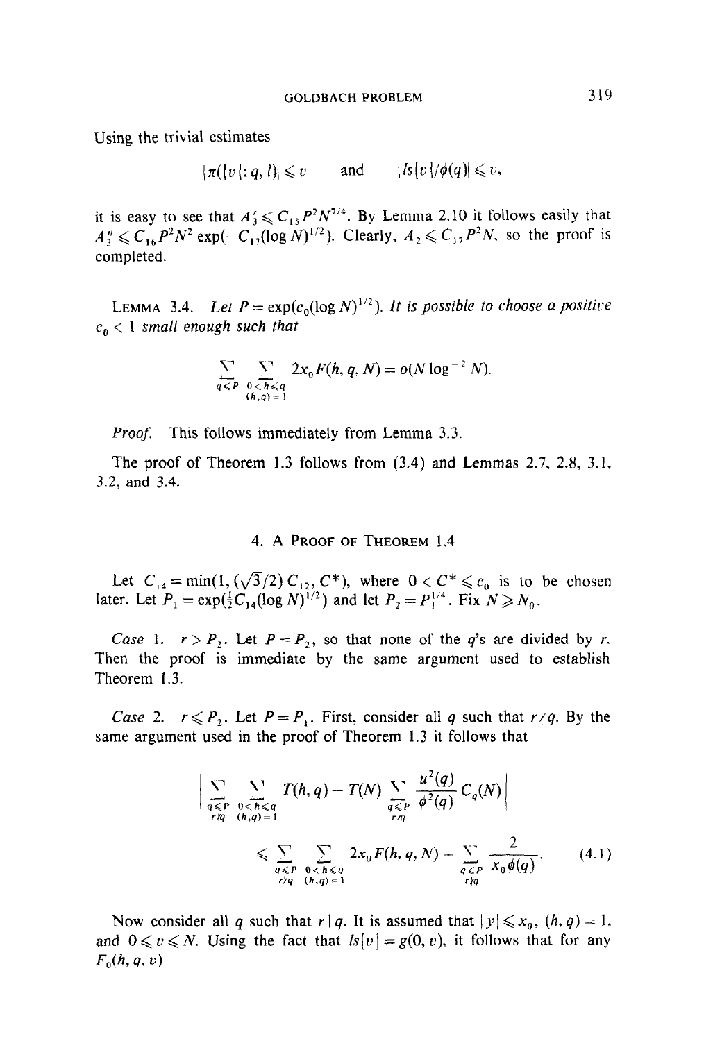Using the trivial estimates

$$|\pi(\{v\}; q, l)| \leqslant v \qquad \text{and} \qquad |ls[v]/\phi(q)| \leqslant v,$$

it is easy to see that $A_3' \leqslant C_{15} P^2 N^{7/4}$. By Lemma 2.10 it follows easily that $A_3'' \leqslant C_{16} P^2 N^2 \exp(-C_{17}(\log N)^{1/2})$. Clearly, $A_2 \leqslant C_{17} P^2 N$, so the proof is completed.

LEMMA 3.4. *Let* $P = \exp(c_0 (\log N)^{1/2})$. *It is possible to choose a positive* $c_0 < 1$ *small enough such that*

$$\sum_{q \leqslant P} \sum_{\substack{0 < h \leqslant q \\ (h,q)=1}} 2x_0 F(h, q, N) = o(N \log^{-2} N).$$

*Proof.* This follows immediately from Lemma 3.3.

The proof of Theorem 1.3 follows from (3.4) and Lemmas 2.7, 2.8, 3.1, 3.2, and 3.4.

## 4. A Proof of Theorem 1.4

Let $C_{14} = \min(1, (\sqrt{3}/2)\, C_{12}, C^*)$, where $0 < C^* \leqslant c_0$ is to be chosen later. Let $P_1 = \exp(\frac{1}{2} C_{14} (\log N)^{1/2})$ and let $P_2 = P_1^{1/4}$. Fix $N \geqslant N_0$.

*Case* 1. $r > P_2$. Let $P = P_2$, so that none of the $q$'s are divided by $r$. Then the proof is immediate by the same argument used to establish Theorem 1.3.

*Case* 2. $r \leqslant P_2$. Let $P = P_1$. First, consider all $q$ such that $r \nmid q$. By the same argument used in the proof of Theorem 1.3 it follows that

$$\left| \sum_{\substack{q \leqslant P \\ r \nmid q}} \sum_{\substack{0 < h \leqslant q \\ (h,q)=1}} T(h, q) - T(N) \sum_{\substack{q \leqslant P \\ r \nmid q}} \frac{u^2(q)}{\phi^2(q)} C_q(N) \right|$$

$$\leqslant \sum_{\substack{q \leqslant P \\ r \nmid q}} \sum_{\substack{0 < h \leqslant q \\ (h,q)=1}} 2x_0 F(h, q, N) + \sum_{\substack{q \leqslant P \\ r \nmid q}} \frac{2}{x_0 \phi(q)}. \tag{4.1}$$

Now consider all $q$ such that $r \mid q$. It is assumed that $|y| \leqslant x_0$, $(h, q) = 1$, and $0 \leqslant v \leqslant N$. Using the fact that $ls[v] = g(0, v)$, it follows that for any $F_0(h, q, v)$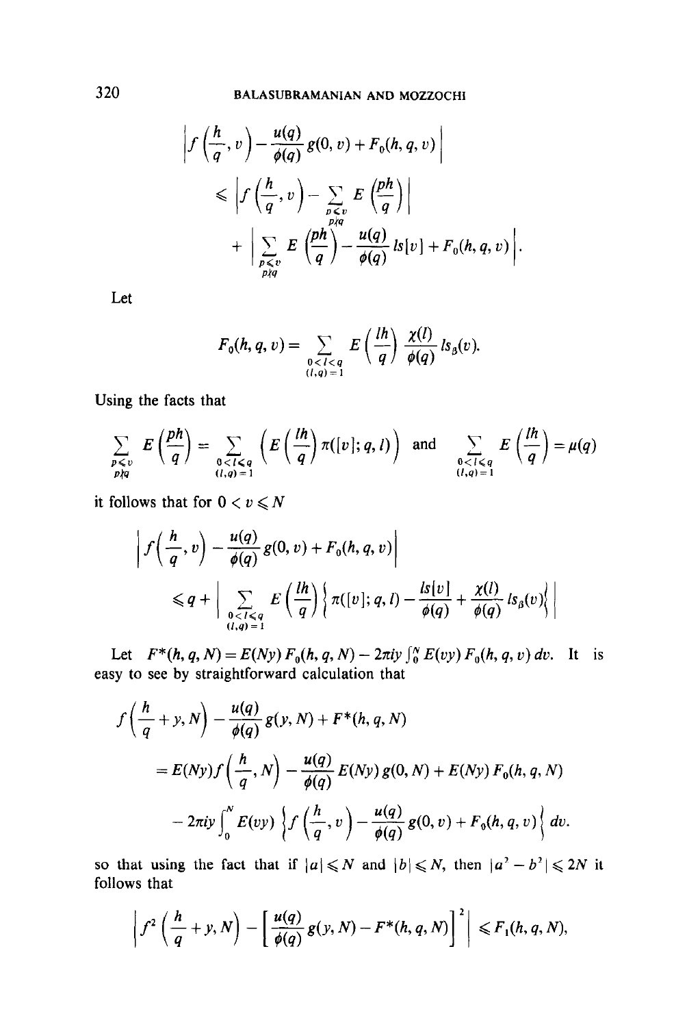$$\left| f\left(\frac{h}{q}, v\right) - \frac{u(q)}{\phi(q)} g(0, v) + F_0(h, q, v) \right|$$

$$\leqslant \left| f\left(\frac{h}{q}, v\right) - \sum_{\substack{p \leqslant v \\ p \nmid q}} E\left(\frac{ph}{q}\right) \right|$$

$$+ \left| \sum_{\substack{p \leqslant v \\ p \nmid q}} E\left(\frac{ph}{q}\right) - \frac{u(q)}{\phi(q)} ls[v] + F_0(h, q, v) \right|.$$

Let

$$F_0(h, q, v) = \sum_{\substack{0 < l < q \\ (l, q) = 1}} E\left(\frac{lh}{q}\right) \frac{\chi(l)}{\phi(q)} ls_\beta(v).$$

Using the facts that

$$\sum_{\substack{p \leqslant v \\ p \nmid q}} E\left(\frac{ph}{q}\right) = \sum_{\substack{0 < l \leqslant q \\ (l, q) = 1}} \left(E\left(\frac{lh}{q}\right) \pi([v]; q, l)\right) \quad \text{and} \quad \sum_{\substack{0 < l \leqslant q \\ (l, q) = 1}} E\left(\frac{lh}{q}\right) = \mu(q)$$

it follows that for $0 < v \leqslant N$

$$\left| f\left(\frac{h}{q}, v\right) - \frac{u(q)}{\phi(q)} g(0, v) + F_0(h, q, v) \right|$$

$$\leqslant q + \left| \sum_{\substack{0 < l \leqslant q \\ (l, q) = 1}} E\left(\frac{lh}{q}\right) \left\{ \pi([v]; q, l) - \frac{ls[v]}{\phi(q)} + \frac{\chi(l)}{\phi(q)} ls_\beta(v) \right\} \right|$$

Let $F^*(h, q, N) = E(Ny) F_0(h, q, N) - 2\pi iy \int_0^N E(vy) F_0(h, q, v)\, dv$. It is easy to see by straightforward calculation that

$$f\left(\frac{h}{q} + y, N\right) - \frac{u(q)}{\phi(q)} g(y, N) + F^*(h, q, N)$$

$$= E(Ny) f\left(\frac{h}{q}, N\right) - \frac{u(q)}{\phi(q)} E(Ny) g(0, N) + E(Ny) F_0(h, q, N)$$

$$- 2\pi iy \int_0^N E(vy) \left\{ f\left(\frac{h}{q}, v\right) - \frac{u(q)}{\phi(q)} g(0, v) + F_0(h, q, v) \right\} dv.$$

so that using the fact that if $|a| \leqslant N$ and $|b| \leqslant N$, then $|a^2 - b^2| \leqslant 2N$ it follows that

$$\left| f^2\left(\frac{h}{q} + y, N\right) - \left[\frac{u(q)}{\phi(q)} g(y, N) - F^*(h, q, N)\right]^2 \right| \leqslant F_1(h, q, N),$$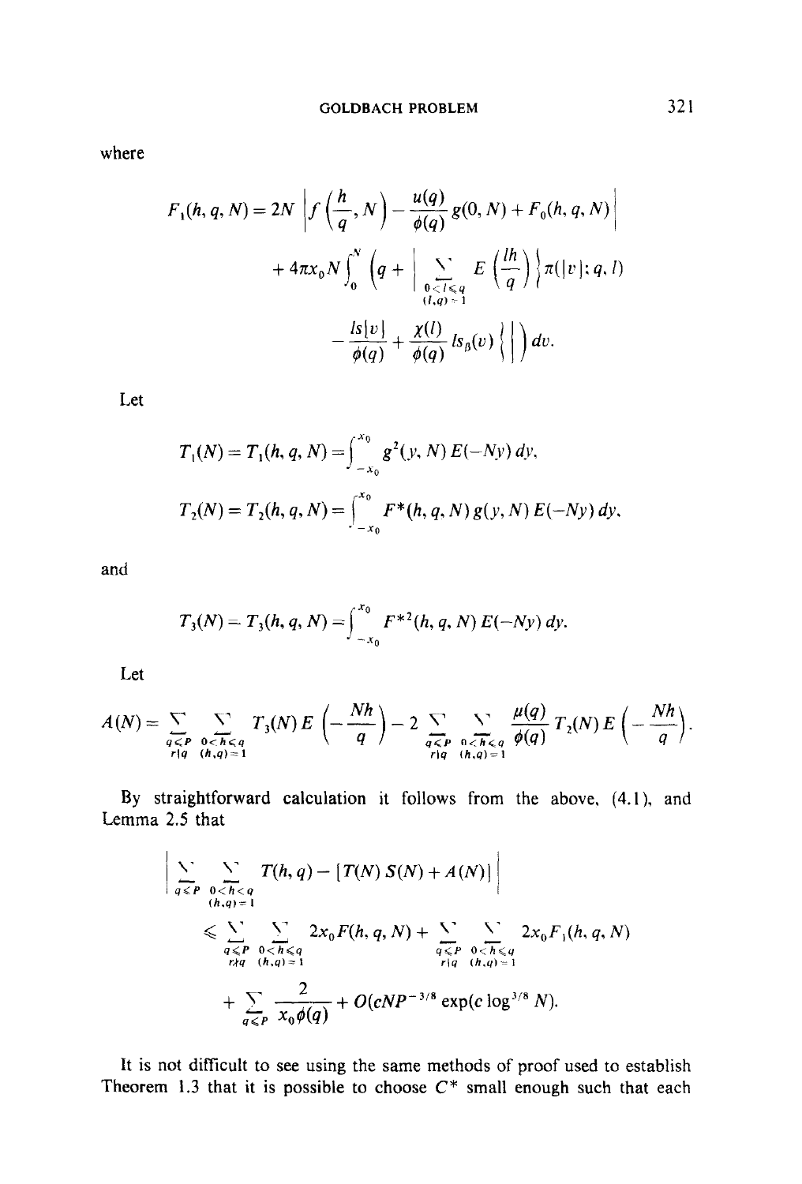where

$$F_1(h, q, N) = 2N \left| f\left(\frac{h}{q}, N\right) - \frac{u(q)}{\phi(q)} g(0, N) + F_0(h, q, N) \right|$$

$$+ 4\pi x_0 N \int_0^N \left( q + \left| \sum_{\substack{0 < l \leqslant q \\ (l,q)=1}}' E\left(\frac{lh}{q}\right) \left\{ \pi(|v|; q, l) - \frac{ls|v|}{\phi(q)} + \frac{\chi(l)}{\phi(q)} ls_\beta(v) \right\} \right| \right) dv.$$

Let

$$T_1(N) = T_1(h, q, N) = \int_{-x_0}^{x_0} g^2(y, N) E(-Ny) \, dy,$$

$$T_2(N) = T_2(h, q, N) = \int_{-x_0}^{x_0} F^*(h, q, N) g(y, N) E(-Ny) \, dy,$$

and

$$T_3(N) = T_3(h, q, N) = \int_{-x_0}^{x_0} F^{*2}(h, q, N) E(-Ny) \, dy.$$

Let

$$A(N) = \sum_{\substack{q \leqslant P \\ r|q}} \sum_{\substack{0 < h \leqslant q \\ (h,q)=1}}' T_3(N) E\left(-\frac{Nh}{q}\right) - 2 \sum_{\substack{q \leqslant P \\ r|q}} \sum_{\substack{0 < h \leqslant q \\ (h,q)=1}}' \frac{\mu(q)}{\phi(q)} T_2(N) E\left(-\frac{Nh}{q}\right).$$

By straightforward calculation it follows from the above, (4.1), and Lemma 2.5 that

$$\left| \sum_{q \leqslant P}' \sum_{\substack{0 < h < q \\ (h,q)=1}}' T(h, q) - [T(N) S(N) + A(N)] \right|$$

$$\leqslant \sum_{\substack{q \leqslant P \\ r \nmid q}}' \sum_{\substack{0 < h \leqslant q \\ (h,q)=1}}' 2x_0 F(h, q, N) + \sum_{\substack{q \leqslant P \\ r|q}}' \sum_{\substack{0 < h \leqslant q \\ (h,q)=1}}' 2x_0 F_1(h, q, N)$$

$$+ \sum_{q \leqslant P} \frac{2}{x_0 \phi(q)} + O(cNP^{-3/8} \exp(c \log^{3/8} N)).$$

It is not difficult to see using the same methods of proof used to establish Theorem 1.3 that it is possible to choose $C^*$ small enough such that each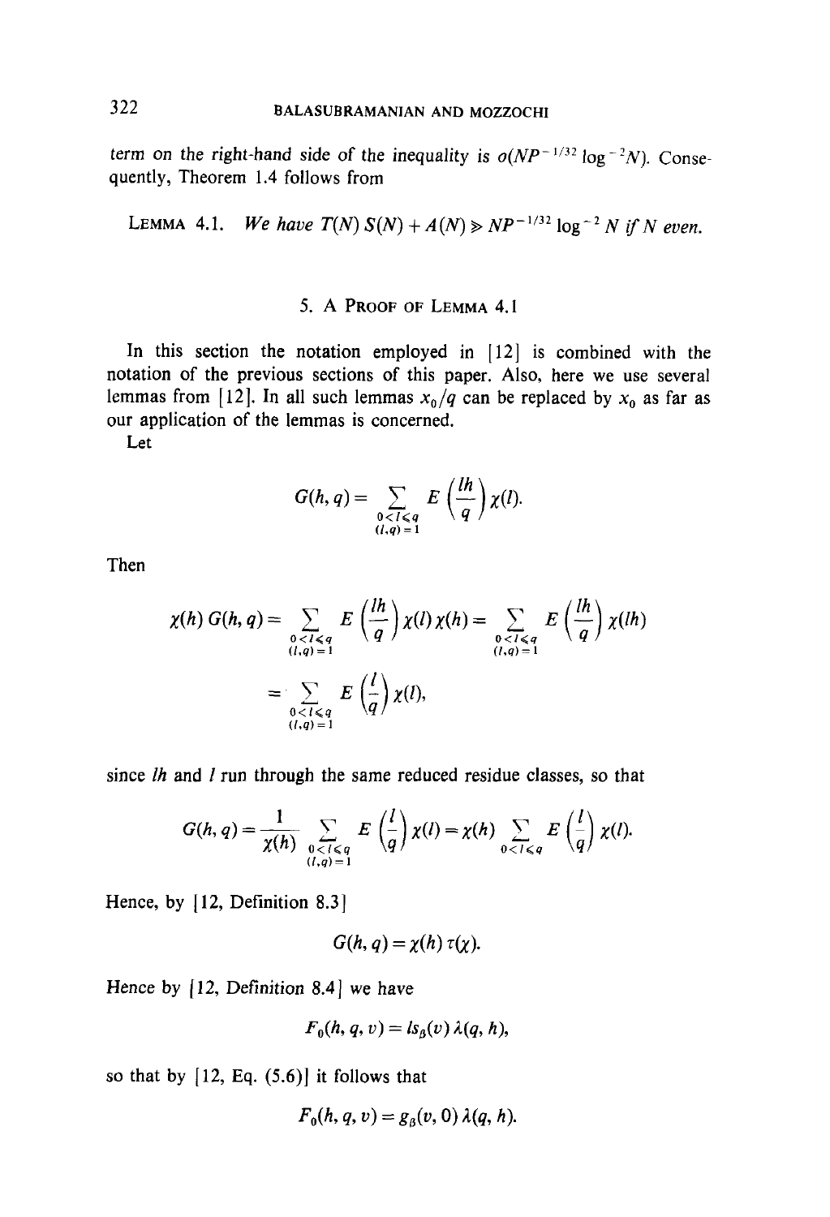term on the right-hand side of the inequality is $o(NP^{-1/32}\log^{-2}N)$. Consequently, Theorem 1.4 follows from

LEMMA 4.1. *We have $T(N)\,S(N)+A(N)\gg NP^{-1/32}\log^{-2}N$ if $N$ even.*

## 5. A Proof of Lemma 4.1

In this section the notation employed in [12] is combined with the notation of the previous sections of this paper. Also, here we use several lemmas from [12]. In all such lemmas $x_0/q$ can be replaced by $x_0$ as far as our application of the lemmas is concerned.

Let

$$G(h,q)=\sum_{\substack{0<l\leqslant q\\(l,q)=1}} E\left(\frac{lh}{q}\right)\chi(l).$$

Then

$$\chi(h)\,G(h,q)=\sum_{\substack{0<l\leqslant q\\(l,q)=1}} E\left(\frac{lh}{q}\right)\chi(l)\,\chi(h)=\sum_{\substack{0<l\leqslant q\\(l,q)=1}} E\left(\frac{lh}{q}\right)\chi(lh)$$

$$=\sum_{\substack{0<l\leqslant q\\(l,q)=1}} E\left(\frac{l}{q}\right)\chi(l),$$

since $lh$ and $l$ run through the same reduced residue classes, so that

$$G(h,q)=\frac{1}{\chi(h)}\sum_{\substack{0<l\leqslant q\\(l,q)=1}} E\left(\frac{l}{q}\right)\chi(l)=\chi(h)\sum_{0<l\leqslant q} E\left(\frac{l}{q}\right)\chi(l).$$

Hence, by [12, Definition 8.3]

$$G(h,q)=\chi(h)\,\tau(\chi).$$

Hence by [12, Definition 8.4] we have

$$F_0(h,q,v)=ls_\beta(v)\,\lambda(q,h),$$

so that by [12, Eq. (5.6)] it follows that

$$F_0(h,q,v)=g_\beta(v,0)\,\lambda(q,h).$$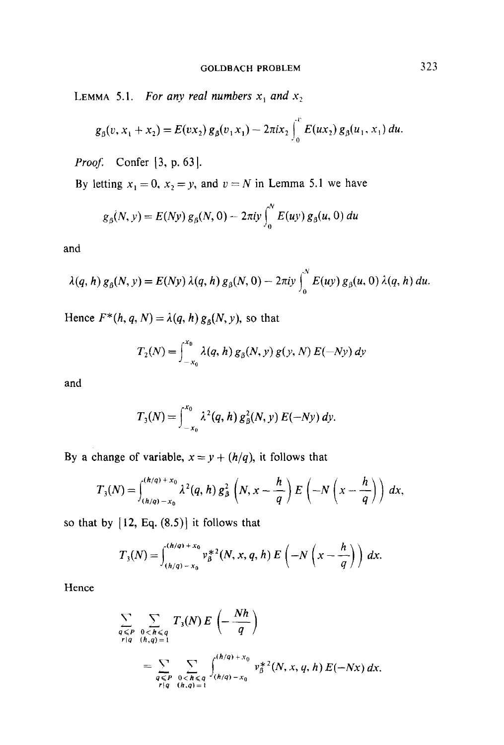**Lemma 5.1.** *For any real numbers $x_1$ and $x_2$*

$$g_\beta(v, x_1 + x_2) = E(vx_2)\, g_\beta(v_1 x_1) - 2\pi i x_2 \int_0^v E(ux_2)\, g_\beta(u_1, x_1)\, du.$$

*Proof.* Confer [3, p. 63].

By letting $x_1 = 0$, $x_2 = y$, and $v = N$ in Lemma 5.1 we have

$$g_\beta(N, y) = E(Ny)\, g_\beta(N, 0) - 2\pi i y \int_0^N E(uy)\, g_\beta(u, 0)\, du$$

and

$$\lambda(q, h)\, g_\beta(N, y) = E(Ny)\, \lambda(q, h)\, g_\beta(N, 0) - 2\pi i y \int_0^N E(uy)\, g_\beta(u, 0)\, \lambda(q, h)\, du.$$

Hence $F^*(h, q, N) = \lambda(q, h)\, g_\beta(N, y)$, so that

$$T_2(N) = \int_{-x_0}^{x_0} \lambda(q, h)\, g_\beta(N, y)\, g(y, N)\, E(-Ny)\, dy$$

and

$$T_3(N) = \int_{-x_0}^{x_0} \lambda^2(q, h)\, g_\beta^2(N, y)\, E(-Ny)\, dy.$$

By a change of variable, $x = y + (h/q)$, it follows that

$$T_3(N) = \int_{(h/q) - x_0}^{(h/q) + x_0} \lambda^2(q, h)\, g_\beta^2\left(N, x - \frac{h}{q}\right) E\left(-N\left(x - \frac{h}{q}\right)\right) dx,$$

so that by [12, Eq. (8.5)] it follows that

$$T_3(N) = \int_{(h/q) - x_0}^{(h/q) + x_0} v_\beta^{*2}(N, x, q, h)\, E\left(-N\left(x - \frac{h}{q}\right)\right) dx.$$

Hence

$$\sum_{\substack{q \leqslant P \\ r \mid q}} \sum_{\substack{0 < h \leqslant q \\ (h, q) = 1}} T_3(N)\, E\left(-\frac{Nh}{q}\right)$$

$$= \sum_{\substack{q \leqslant P \\ r \mid q}} \sum_{\substack{0 < h \leqslant q \\ (h, q) = 1}} \int_{(h/q) - x_0}^{(h/q) + x_0} v_\beta^{*2}(N, x, q, h)\, E(-Nx)\, dx.$$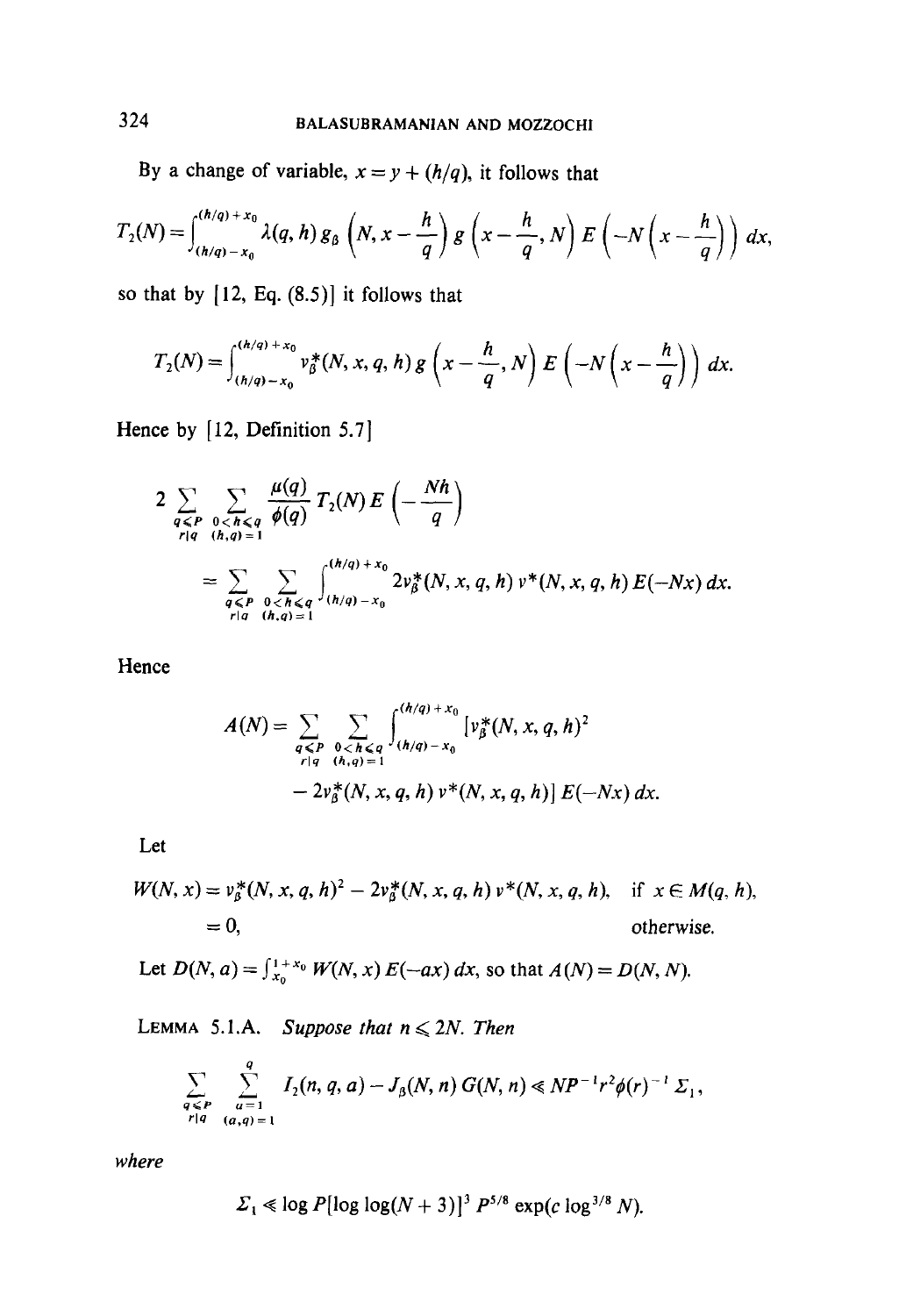By a change of variable, $x = y + (h/q)$, it follows that

$$T_2(N) = \int_{(h/q)-x_0}^{(h/q)+x_0} \lambda(q, h)\, g_\beta\left(N, x - \frac{h}{q}\right) g\left(x - \frac{h}{q}, N\right) E\left(-N\left(x - \frac{h}{q}\right)\right) dx,$$

so that by [12, Eq. (8.5)] it follows that

$$T_2(N) = \int_{(h/q)-x_0}^{(h/q)+x_0} v_\beta^*(N, x, q, h)\, g\left(x - \frac{h}{q}, N\right) E\left(-N\left(x - \frac{h}{q}\right)\right) dx.$$

Hence by [12, Definition 5.7]

$$2 \sum_{\substack{q \leqslant P \\ r \mid q}} \sum_{\substack{0 < h \leqslant q \\ (h,q)=1}} \frac{\mu(q)}{\phi(q)} T_2(N)\, E\left(-\frac{Nh}{q}\right)$$

$$= \sum_{\substack{q \leqslant P \\ r \mid q}} \sum_{\substack{0 < h \leqslant q \\ (h,q)=1}} \int_{(h/q)-x_0}^{(h/q)+x_0} 2v_\beta^*(N, x, q, h)\, v^*(N, x, q, h)\, E(-Nx)\, dx.$$

Hence

$$A(N) = \sum_{\substack{q \leqslant P \\ r \mid q}} \sum_{\substack{0 < h \leqslant q \\ (h,q)=1}} \int_{(h/q)-x_0}^{(h/q)+x_0} [v_\beta^*(N, x, q, h)^2$$

$$- 2v_\beta^*(N, x, q, h)\, v^*(N, x, q, h)]\, E(-Nx)\, dx.$$

Let

$$\begin{aligned} W(N, x) &= v_\beta^*(N, x, q, h)^2 - 2v_\beta^*(N, x, q, h)\, v^*(N, x, q, h), \quad &&\text{if } x \in M(q, h), \\ &= 0, &&\text{otherwise.} \end{aligned}$$

Let $D(N, a) = \int_{x_0}^{1+x_0} W(N, x)\, E(-ax)\, dx$, so that $A(N) = D(N, N)$.

**Lemma 5.1.A.** *Suppose that $n \leqslant 2N$. Then*

$$\sum_{\substack{q \leqslant P \\ r \mid q}} \sum_{\substack{a=1 \\ (a,q)=1}}^{q} I_2(n, q, a) - J_\beta(N, n)\, G(N, n) \ll NP^{-1} r^2 \phi(r)^{-1} \Sigma_1,$$

*where*

$$\Sigma_1 \ll \log P [\log\log(N+3)]^3\, P^{5/8} \exp(c \log^{3/8} N).$$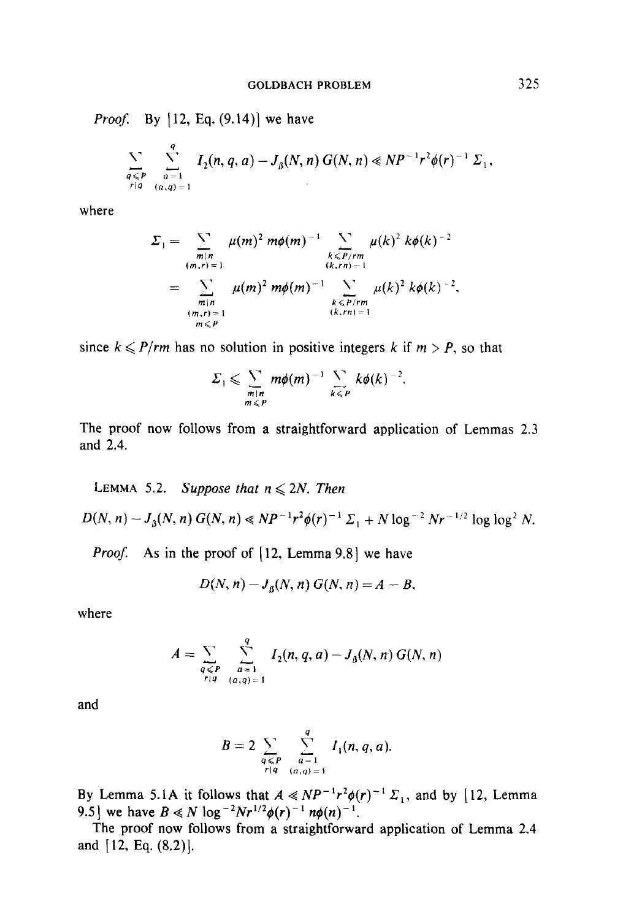*Proof.* By [12, Eq. (9.14)] we have

$$\sum_{\substack{q \leqslant P \\ r \mid q}} \sum_{\substack{a=1 \\ (a,q)=1}}^{q} I_2(n, q, a) - J_\beta(N, n)\, G(N, n) \ll NP^{-1} r^2 \phi(r)^{-1} \Sigma_1,$$

where

$$\begin{aligned}
\Sigma_1 &= \sum_{\substack{m \mid n \\ (m,r)=1}} \mu(m)^2\, m\phi(m)^{-1} \sum_{\substack{k \leqslant P/rm \\ (k,rn)=1}} \mu(k)^2\, k\phi(k)^{-2} \\
&= \sum_{\substack{m \mid n \\ (m,r)=1 \\ m \leqslant P}} \mu(m)^2\, m\phi(m)^{-1} \sum_{\substack{k \leqslant P/rm \\ (k,rn)=1}} \mu(k)^2\, k\phi(k)^{-2},
\end{aligned}$$

since $k \leqslant P/rm$ has no solution in positive integers $k$ if $m > P$, so that

$$\Sigma_1 \leqslant \sum_{\substack{m \mid n \\ m \leqslant P}} m\phi(m)^{-1} \sum_{k \leqslant P} k\phi(k)^{-2}.$$

The proof now follows from a straightforward application of Lemmas 2.3 and 2.4.

LEMMA 5.2. *Suppose that* $n \leqslant 2N$. *Then*

$$D(N, n) - J_\beta(N, n)\, G(N, n) \ll NP^{-1} r^2 \phi(r)^{-1} \Sigma_1 + N \log^{-2} N r^{-1/2} \log\log^2 N.$$

*Proof.* As in the proof of [12, Lemma 9.8] we have

$$D(N, n) - J_\beta(N, n)\, G(N, n) = A - B,$$

where

$$A = \sum_{\substack{q \leqslant P \\ r \mid q}} \sum_{\substack{a=1 \\ (a,q)=1}}^{q} I_2(n, q, a) - J_\beta(N, n)\, G(N, n)$$

and

$$B = 2 \sum_{\substack{q \leqslant P \\ r \mid q}} \sum_{\substack{a=1 \\ (a,q)=1}}^{q} I_1(n, q, a).$$

By Lemma 5.1A it follows that $A \ll NP^{-1} r^2 \phi(r)^{-1} \Sigma_1$, and by [12, Lemma 9.5] we have $B \ll N \log^{-2} N r^{1/2} \phi(r)^{-1} n\phi(n)^{-1}$.

The proof now follows from a straightforward application of Lemma 2.4 and [12, Eq. (8.2)].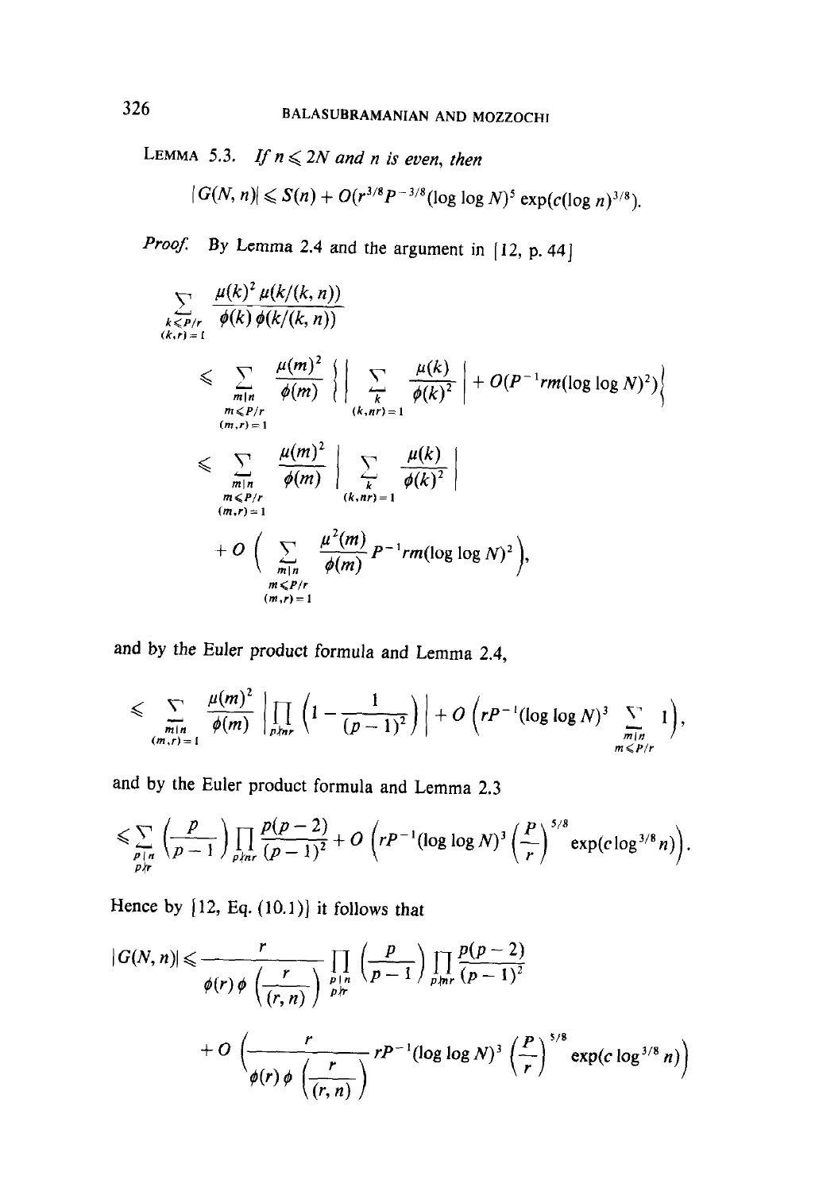**Lemma 5.3.** *If $n \leqslant 2N$ and $n$ is even, then*

$$|G(N, n)| \leqslant S(n) + O(r^{3/8} P^{-3/8} (\log \log N)^5 \exp(c(\log n)^{3/8})).$$

*Proof.* By Lemma 2.4 and the argument in [12, p. 44]

$$\sum_{\substack{k \leqslant P/r \\ (k,r)=1}} \frac{\mu(k)^2 \mu(k/(k,n))}{\phi(k) \phi(k/(k,n))}$$

$$\leqslant \sum_{\substack{m \mid n \\ m \leqslant P/r \\ (m,r)=1}} \frac{\mu(m)^2}{\phi(m)} \left\{ \left| \sum_{\substack{k \\ (k,nr)=1}} \frac{\mu(k)}{\phi(k)^2} \right| + O(P^{-1} rm (\log \log N)^2) \right\}$$

$$\leqslant \sum_{\substack{m \mid n \\ m \leqslant P/r \\ (m,r)=1}} \frac{\mu(m)^2}{\phi(m)} \left| \sum_{\substack{k \\ (k,nr)=1}} \frac{\mu(k)}{\phi(k)^2} \right|$$

$$+ O\left( \sum_{\substack{m \mid n \\ m \leqslant P/r \\ (m,r)=1}} \frac{\mu^2(m)}{\phi(m)} P^{-1} rm (\log \log N)^2 \right),$$

and by the Euler product formula and Lemma 2.4,

$$\leqslant \sum_{\substack{m \mid n \\ (m,r)=1}} \frac{\mu(m)^2}{\phi(m)} \left| \prod_{p \nmid nr} \left(1 - \frac{1}{(p-1)^2}\right) \right| + O\left( rP^{-1} (\log \log N)^3 \sum_{\substack{m \mid n \\ m \leqslant P/r}} 1 \right),$$

and by the Euler product formula and Lemma 2.3

$$\leqslant \sum_{\substack{p \mid n \\ p \nmid r}} \left( \frac{p}{p-1} \right) \prod_{p \nmid nr} \frac{p(p-2)}{(p-1)^2} + O\left( rP^{-1} (\log \log N)^3 \left(\frac{P}{r}\right)^{5/8} \exp(c \log^{3/8} n) \right).$$

Hence by [12, Eq. (10.1)] it follows that

$$|G(N, n)| \leqslant \frac{r}{\phi(r) \phi\left(\frac{r}{(r,n)}\right)} \prod_{\substack{p \mid n \\ p \nmid r}} \left( \frac{p}{p-1} \right) \prod_{p \nmid nr} \frac{p(p-2)}{(p-1)^2}$$

$$+ O\left( \frac{r}{\phi(r) \phi\left(\frac{r}{(r,n)}\right)} rP^{-1} (\log \log N)^3 \left(\frac{P}{r}\right)^{5/8} \exp(c \log^{3/8} n) \right)$$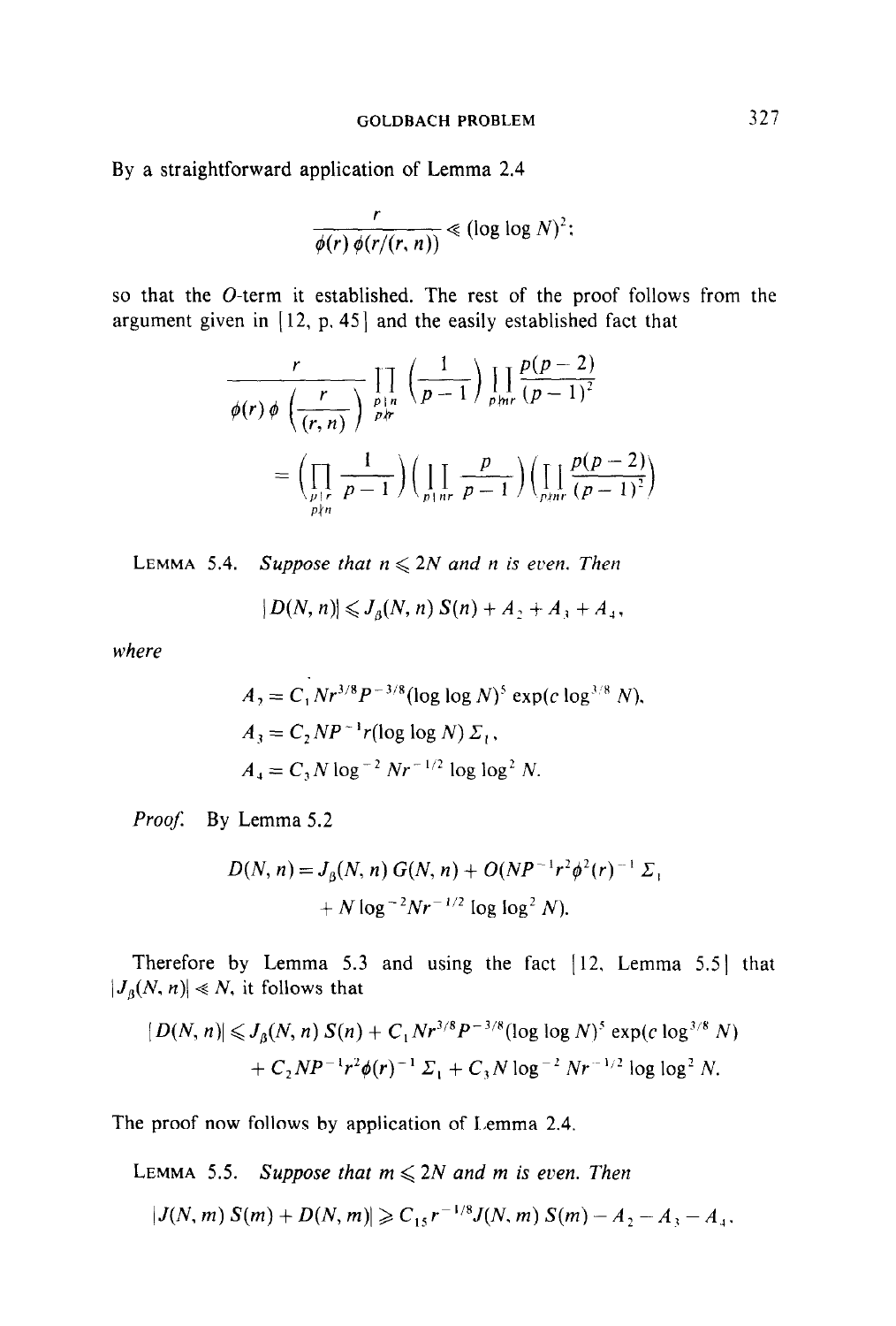By a straightforward application of Lemma 2.4

$$\frac{r}{\phi(r)\,\phi(r/(r,n))} \ll (\log\log N)^2;$$

so that the $O$-term it established. The rest of the proof follows from the argument given in [12, p. 45] and the easily established fact that

$$\frac{r}{\phi(r)\,\phi\left(\dfrac{r}{(r,n)}\right)} \prod_{\substack{p \mid n \\ p \nmid r}} \left(\frac{1}{p-1}\right) \prod_{p \nmid nr} \frac{p(p-2)}{(p-1)^2}$$

$$= \left(\prod_{\substack{p \mid r \\ p \nmid n}} \frac{1}{p-1}\right)\left(\prod_{p \mid nr} \frac{p}{p-1}\right)\left(\prod_{p \nmid nr} \frac{p(p-2)}{(p-1)^2}\right)$$

LEMMA 5.4. *Suppose that $n \leqslant 2N$ and $n$ is even. Then*

$$|D(N,n)| \leqslant J_\beta(N,n)\, S(n) + A_2 + A_3 + A_4,$$

*where*

$$A_2 = C_1 N r^{3/8} P^{-3/8} (\log\log N)^5 \exp(c \log^{3/8} N),$$

$$A_3 = C_2 N P^{-1} r (\log\log N)\, \Sigma_1,$$

$$A_4 = C_3 N \log^{-2} N r^{-1/2} \log\log^2 N.$$

*Proof.* By Lemma 5.2

$$D(N,n) = J_\beta(N,n)\, G(N,n) + O(NP^{-1} r^2 \phi^2(r)^{-1}\, \Sigma_1 + N \log^{-2} N r^{-1/2} \log\log^2 N).$$

Therefore by Lemma 5.3 and using the fact [12, Lemma 5.5] that $|J_\beta(N,n)| \ll N$, it follows that

$$|D(N,n)| \leqslant J_\beta(N,n)\, S(n) + C_1 N r^{3/8} P^{-3/8} (\log\log N)^5 \exp(c \log^{3/8} N)$$
$$+ C_2 N P^{-1} r^2 \phi(r)^{-1}\, \Sigma_1 + C_3 N \log^{-2} N r^{-1/2} \log\log^2 N.$$

The proof now follows by application of Lemma 2.4.

LEMMA 5.5. *Suppose that $m \leqslant 2N$ and $m$ is even. Then*

$$|J(N,m)\, S(m) + D(N,m)| \geqslant C_{15} r^{-1/8} J(N,m)\, S(m) - A_2 - A_3 - A_4,$$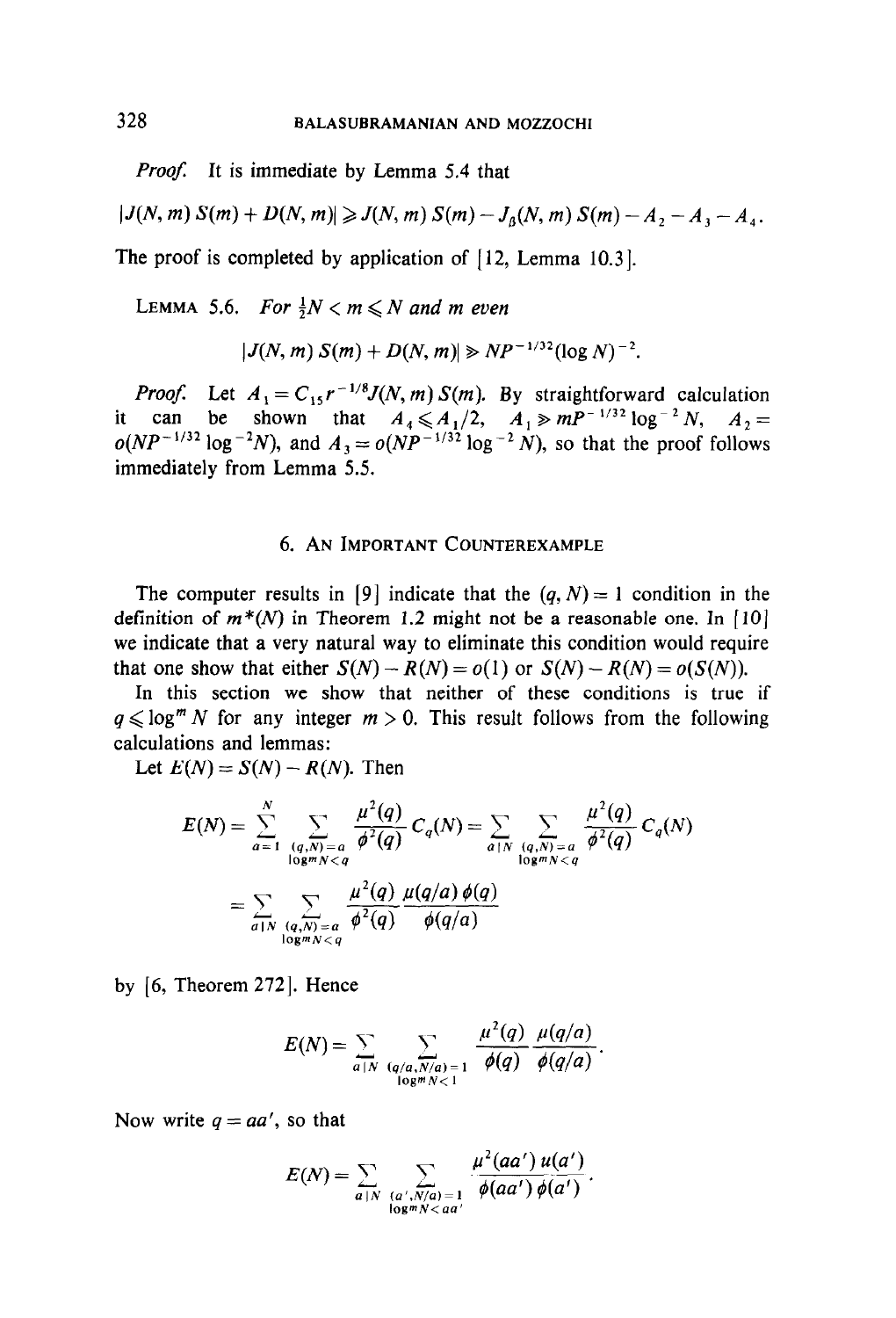*Proof.* It is immediate by Lemma 5.4 that

$$|J(N, m)\, S(m) + D(N, m)| \geqslant J(N, m)\, S(m) - J_\beta(N, m)\, S(m) - A_2 - A_3 - A_4.$$

The proof is completed by application of [12, Lemma 10.3].

LEMMA 5.6. *For* $\frac{1}{2}N < m \leqslant N$ *and* $m$ *even*

$$|J(N, m)\, S(m) + D(N, m)| \gg NP^{-1/32}(\log N)^{-2}.$$

*Proof.* Let $A_1 = C_{15} r^{-1/8} J(N, m)\, S(m)$. By straightforward calculation it can be shown that $A_4 \leqslant A_1/2$, $A_1 \gg mP^{-1/32} \log^{-2} N$, $A_2 = o(NP^{-1/32} \log^{-2} N)$, and $A_3 = o(NP^{-1/32} \log^{-2} N)$, so that the proof follows immediately from Lemma 5.5.

## 6. An Important Counterexample

The computer results in [9] indicate that the $(q, N) = 1$ condition in the definition of $m^*(N)$ in Theorem 1.2 might not be a reasonable one. In [10] we indicate that a very natural way to eliminate this condition would require that one show that either $S(N) - R(N) = o(1)$ or $S(N) - R(N) = o(S(N))$.

In this section we show that neither of these conditions is true if $q \leqslant \log^m N$ for any integer $m > 0$. This result follows from the following calculations and lemmas:

Let $E(N) = S(N) - R(N)$. Then

$$E(N) = \sum_{a=1}^{N} \sum_{\substack{(q,N)=a \\ \log^m N < q}} \frac{\mu^2(q)}{\phi^2(q)} C_q(N) = \sum_{a \mid N} \sum_{\substack{(q,N)=a \\ \log^m N < q}} \frac{\mu^2(q)}{\phi^2(q)} C_q(N)$$

$$= \sum_{a \mid N} \sum_{\substack{(q,N)=a \\ \log^m N < q}} \frac{\mu^2(q)}{\phi^2(q)} \frac{\mu(q/a)\, \phi(q)}{\phi(q/a)}$$

by [6, Theorem 272]. Hence

$$E(N) = \sum_{a \mid N} \sum_{\substack{(q/a, N/a)=1 \\ \log^m N < 1}} \frac{\mu^2(q)}{\phi(q)} \frac{\mu(q/a)}{\phi(q/a)}.$$

Now write $q = aa'$, so that

$$E(N) = \sum_{a \mid N} \sum_{\substack{(a', N/a)=1 \\ \log^m N < aa'}} \frac{\mu^2(aa')\, u(a')}{\phi(aa')\, \phi(a')}.$$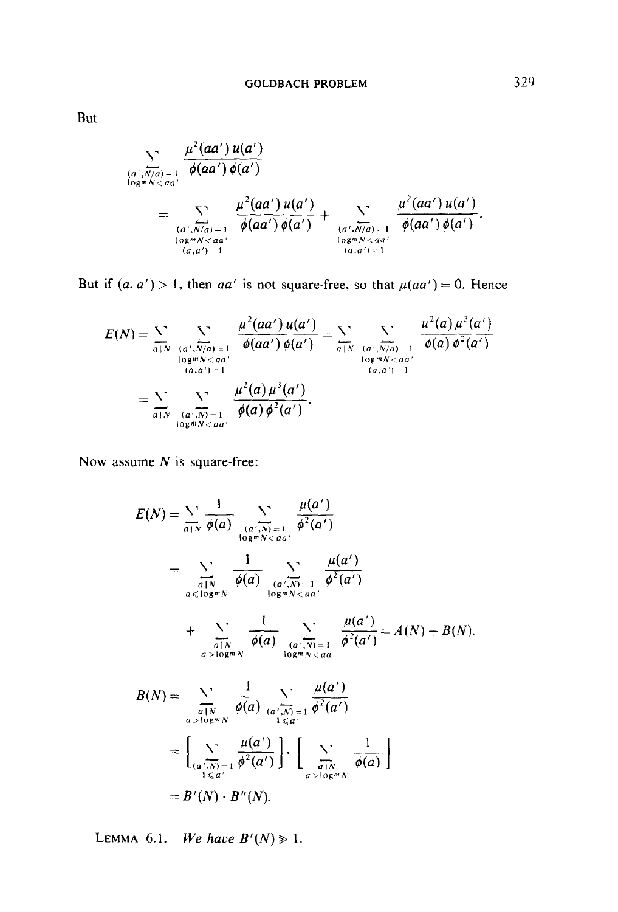But

$$\sum_{\substack{(a',\overline{N/a})=1\\ \log^m N<aa'}} \frac{\mu^2(aa')\,u(a')}{\phi(aa')\,\phi(a')}$$

$$= \sum_{\substack{(a',\overline{N/a})=1\\ \log^m N<aa'\\ (a,a')=1}} \frac{\mu^2(aa')\,u(a')}{\phi(aa')\,\phi(a')} + \sum_{\substack{(a',\overline{N/a})=1\\ \log^m N<aa'\\ (a,a')>1}} \frac{\mu^2(aa')\,u(a')}{\phi(aa')\,\phi(a')}.$$

But if $(a,a')>1$, then $aa'$ is not square-free, so that $\mu(aa')=0$. Hence

$$E(N)=\sum_{a\mid N}\sum_{\substack{(a',\overline{N/a})=1\\ \log^m N<aa'\\ (a,a')=1}} \frac{\mu^2(aa')\,u(a')}{\phi(aa')\,\phi(a')} = \sum_{a\mid N}\sum_{\substack{(a',\overline{N/a})=1\\ \log^m N<aa'\\ (a,a')=1}} \frac{u^2(a)\,\mu^3(a')}{\phi(a)\,\phi^2(a')}$$

$$=\sum_{a\mid N}\sum_{\substack{(a',\overline{N})=1\\ \log^m N<aa'}} \frac{\mu^2(a)\,\mu^3(a')}{\phi(a)\,\phi^2(a')}.$$

Now assume $N$ is square-free:

$$E(N)=\sum_{a\mid N}\frac{1}{\phi(a)}\sum_{\substack{(a',\overline{N})=1\\ \log^m N<aa'}}\frac{\mu(a')}{\phi^2(a')}$$

$$=\sum_{\substack{a\mid N\\ a\leqslant \log^m N}}\frac{1}{\phi(a)}\sum_{\substack{(a',\overline{N})=1\\ \log^m N<aa'}}\frac{\mu(a')}{\phi^2(a')}$$

$$+\sum_{\substack{a\mid N\\ a>\log^m N}}\frac{1}{\phi(a)}\sum_{\substack{(a',\overline{N})=1\\ \log^m N<aa'}}\frac{\mu(a')}{\phi^2(a')}=A(N)+B(N).$$

$$B(N)=\sum_{\substack{a\mid N\\ a>\log^m N}}\frac{1}{\phi(a)}\sum_{\substack{(a',\overline{N})=1\\ 1\leqslant a'}}\frac{\mu(a')}{\phi^2(a')}$$

$$=\left[\sum_{\substack{(a',\overline{N})=1\\ 1\leqslant a'}}\frac{\mu(a')}{\phi^2(a')}\right]\cdot\left[\sum_{\substack{a\mid N\\ a>\log^m N}}\frac{1}{\phi(a)}\right]$$

$$=B'(N)\cdot B''(N).$$

**Lemma 6.1.** *We have* $B'(N)\gg 1$.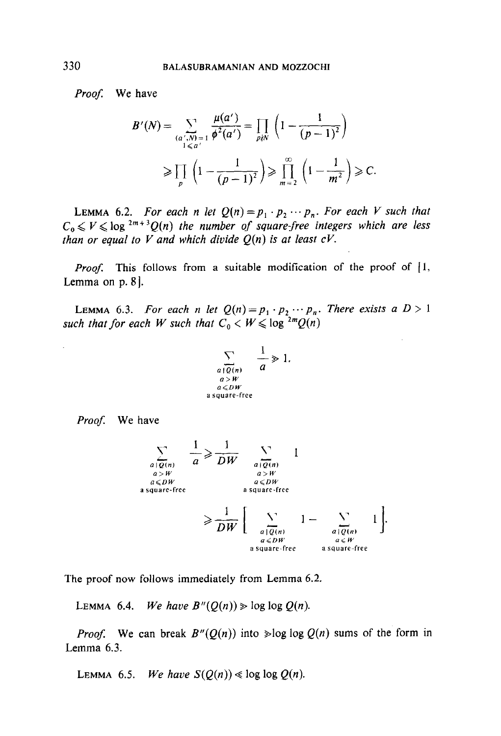*Proof.* We have

$$B'(N) = \sum_{\substack{(a',N)=1\\ 1\leqslant a'}} \frac{\mu(a')}{\phi^2(a')} = \prod_{p\nmid N}\left(1 - \frac{1}{(p-1)^2}\right)$$

$$\geqslant \prod_{p}\left(1 - \frac{1}{(p-1)^2}\right) \geqslant \prod_{m=2}^{\infty}\left(1 - \frac{1}{m^2}\right) \geqslant C.$$

LEMMA 6.2. *For each $n$ let $Q(n) = p_1 \cdot p_2 \cdots p_n$. For each $V$ such that $C_0 \leqslant V \leqslant \log^{2m+3} Q(n)$ the number of square-free integers which are less than or equal to $V$ and which divide $Q(n)$ is at least $cV$.*

*Proof.* This follows from a suitable modification of the proof of [1, Lemma on p. 8].

LEMMA 6.3. *For each $n$ let $Q(n) = p_1 \cdot p_2 \cdots p_n$. There exists a $D > 1$ such that for each $W$ such that $C_0 < W \leqslant \log^{2m} Q(n)$*

$$\sum_{\substack{a \mid Q(n)\\ a > W\\ a \leqslant DW\\ a \text{ square-free}}} \frac{1}{a} \gg 1.$$

*Proof.* We have

$$\sum_{\substack{a \mid Q(n)\\ a > W\\ a \leqslant DW\\ a \text{ square-free}}} \frac{1}{a} \geqslant \frac{1}{DW} \sum_{\substack{a \mid Q(n)\\ a > W\\ a \leqslant DW\\ a \text{ square-free}}} 1$$

$$\geqslant \frac{1}{DW}\left[\sum_{\substack{a \mid Q(n)\\ a \leqslant DW\\ a \text{ square-free}}} 1 - \sum_{\substack{a \mid Q(n)\\ a \leqslant W\\ a \text{ square-free}}} 1\right].$$

The proof now follows immediately from Lemma 6.2.

LEMMA 6.4. *We have $B''(Q(n)) \gg \log\log Q(n)$.*

*Proof.* We can break $B''(Q(n))$ into $\gg \log\log Q(n)$ sums of the form in Lemma 6.3.

LEMMA 6.5. *We have $S(Q(n)) \ll \log\log Q(n)$.*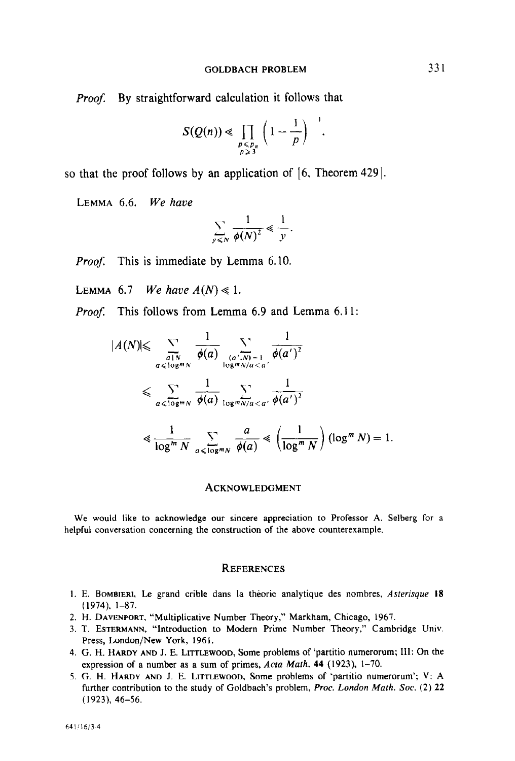*Proof.* By straightforward calculation it follows that

$$S(Q(n)) \ll \prod_{\substack{p \leqslant p_n \\ p \geqslant 3}} \left(1 - \frac{1}{p}\right)^{-1},$$

so that the proof follows by an application of [6, Theorem 429].

LEMMA 6.6. *We have*

$$\sum_{y \leqslant N} \frac{1}{\phi(N)^2} \ll \frac{1}{y}.$$

*Proof.* This is immediate by Lemma 6.10.

LEMMA 6.7 *We have* $A(N) \ll 1$.

*Proof.* This follows from Lemma 6.9 and Lemma 6.11:

$$\begin{aligned}
|A(N)| &\leqslant \sum_{\substack{a \mid N \\ a \leqslant \log^m N}} \frac{1}{\phi(a)} \sum_{\substack{(a', N) = 1 \\ \log^m N/a < a'}} \frac{1}{\phi(a')^2} \\
&\leqslant \sum_{a \leqslant \log^m N} \frac{1}{\phi(a)} \sum_{\log^m N/a < a'} \frac{1}{\phi(a')^2} \\
&\ll \frac{1}{\log^m N} \sum_{a \leqslant \log^m N} \frac{a}{\phi(a)} \ll \left(\frac{1}{\log^m N}\right)(\log^m N) = 1.
\end{aligned}$$

## ACKNOWLEDGMENT

We would like to acknowledge our sincere appreciation to Professor A. Selberg for a helpful conversation concerning the construction of the above counterexample.

## REFERENCES

1. E. BOMBIERI, Le grand crible dans la théorie analytique des nombres, *Asterisque* **18** (1974), 1–87.
2. H. DAVENPORT, "Multiplicative Number Theory," Markham, Chicago, 1967.
3. T. ESTERMANN, "Introduction to Modern Prime Number Theory," Cambridge Univ. Press, London/New York, 1961.
4. G. H. HARDY AND J. E. LITTLEWOOD, Some problems of 'partitio numerorum; III: On the expression of a number as a sum of primes, *Acta Math.* **44** (1923), 1–70.
5. G. H. HARDY AND J. E. LITTLEWOOD, Some problems of 'partitio numerorum'; V: A further contribution to the study of Goldbach's problem, *Proc. London Math. Soc.* (2) **22** (1923), 46–56.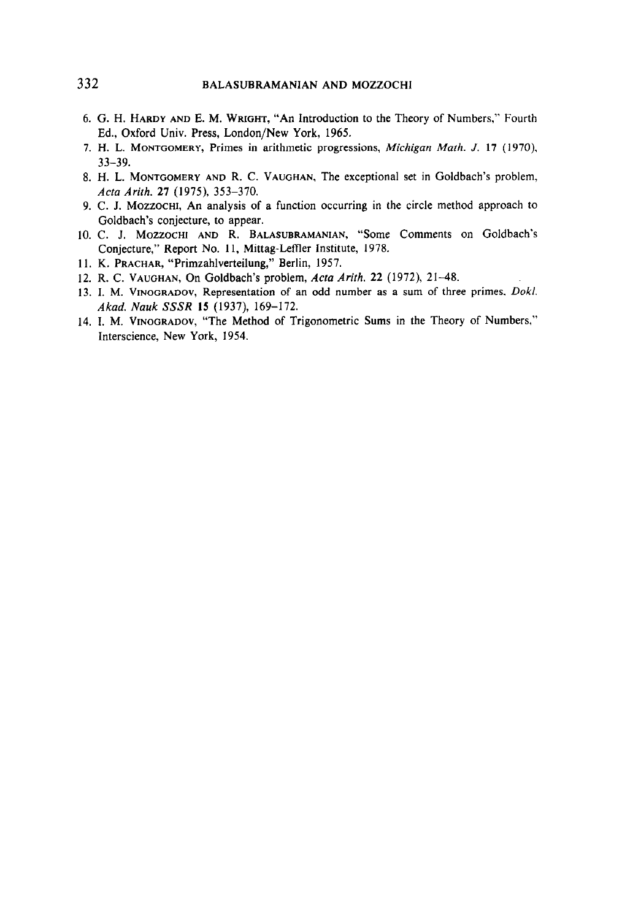6. G. H. Hardy and E. M. Wright, "An Introduction to the Theory of Numbers," Fourth Ed., Oxford Univ. Press, London/New York, 1965.
7. H. L. Montgomery, Primes in arithmetic progressions, *Michigan Math. J.* **17** (1970), 33–39.
8. H. L. Montgomery and R. C. Vaughan, The exceptional set in Goldbach's problem, *Acta Arith.* **27** (1975), 353–370.
9. C. J. Mozzochi, An analysis of a function occurring in the circle method approach to Goldbach's conjecture, to appear.
10. C. J. Mozzochi and R. Balasubramanian, "Some Comments on Goldbach's Conjecture," Report No. 11, Mittag-Leffler Institute, 1978.
11. K. Prachar, "Primzahlverteilung," Berlin, 1957.
12. R. C. Vaughan, On Goldbach's problem, *Acta Arith.* **22** (1972), 21–48.
13. I. M. Vinogradov, Representation of an odd number as a sum of three primes, *Dokl. Akad. Nauk SSSR* **15** (1937), 169–172.
14. I. M. Vinogradov, "The Method of Trigonometric Sums in the Theory of Numbers," Interscience, New York, 1954.